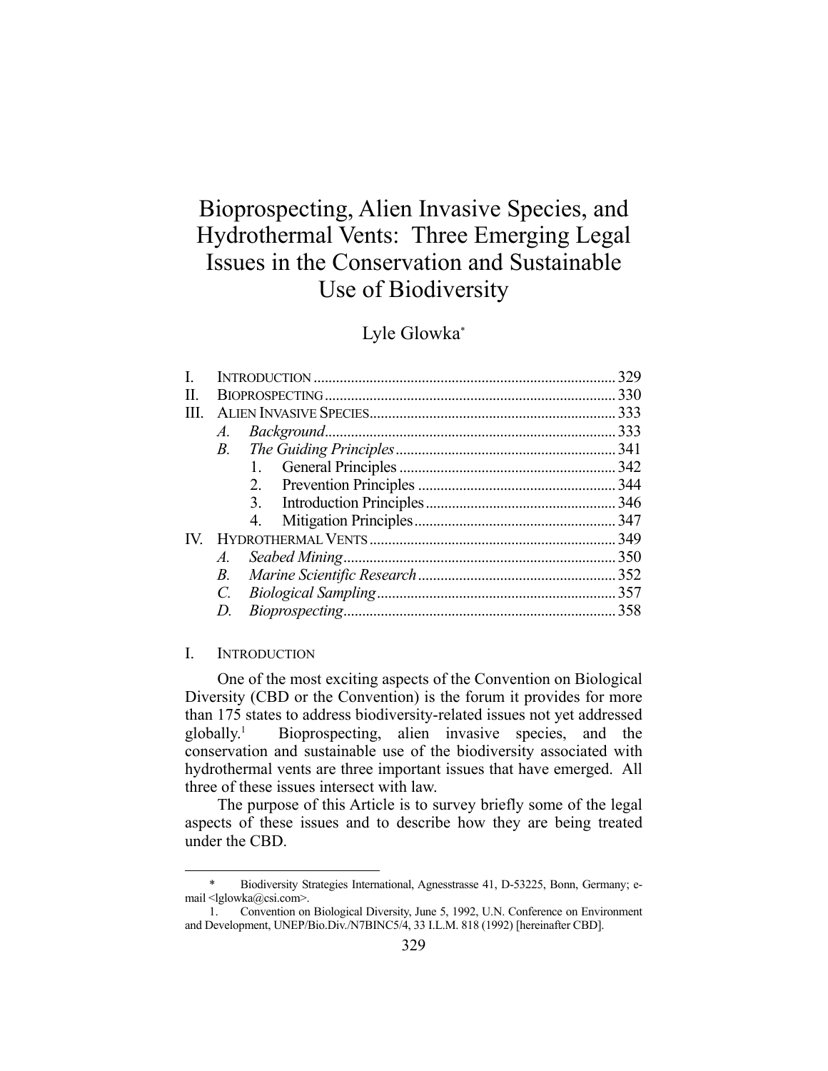# Bioprospecting, Alien Invasive Species, and Hydrothermal Vents: Three Emerging Legal Issues in the Conservation and Sustainable Use of Biodiversity

Lyle Glowka[*]

| | | | |
|---|---|---|---|
| I. | INTRODUCTION | | 329 |
| II. | BIOPROSPECTING | | 330 |
| III. | ALIEN INVASIVE SPECIES | | 333 |
| | *A.* | *Background* | 333 |
| | *B.* | *The Guiding Principles* | 341 |
| | | 1. General Principles | 342 |
| | | 2. Prevention Principles | 344 |
| | | 3. Introduction Principles | 346 |
| | | 4. Mitigation Principles | 347 |
| IV. | HYDROTHERMAL VENTS | | 349 |
| | *A.* | *Seabed Mining* | 350 |
| | *B.* | *Marine Scientific Research* | 352 |
| | *C.* | *Biological Sampling* | 357 |
| | *D.* | *Bioprospecting* | 358 |

## I. INTRODUCTION

One of the most exciting aspects of the Convention on Biological Diversity (CBD or the Convention) is the forum it provides for more than 175 states to address biodiversity-related issues not yet addressed globally.[1] Bioprospecting, alien invasive species, and the conservation and sustainable use of the biodiversity associated with hydrothermal vents are three important issues that have emerged. All three of these issues intersect with law.

The purpose of this Article is to survey briefly some of the legal aspects of these issues and to describe how they are being treated under the CBD.

---

\* Biodiversity Strategies International, Agnesstrasse 41, D-53225, Bonn, Germany; e-mail <lglowka@csi.com>.

1. Convention on Biological Diversity, June 5, 1992, U.N. Conference on Environment and Development, UNEP/Bio.Div./N7BINC5/4, 33 I.L.M. 818 (1992) [hereinafter CBD].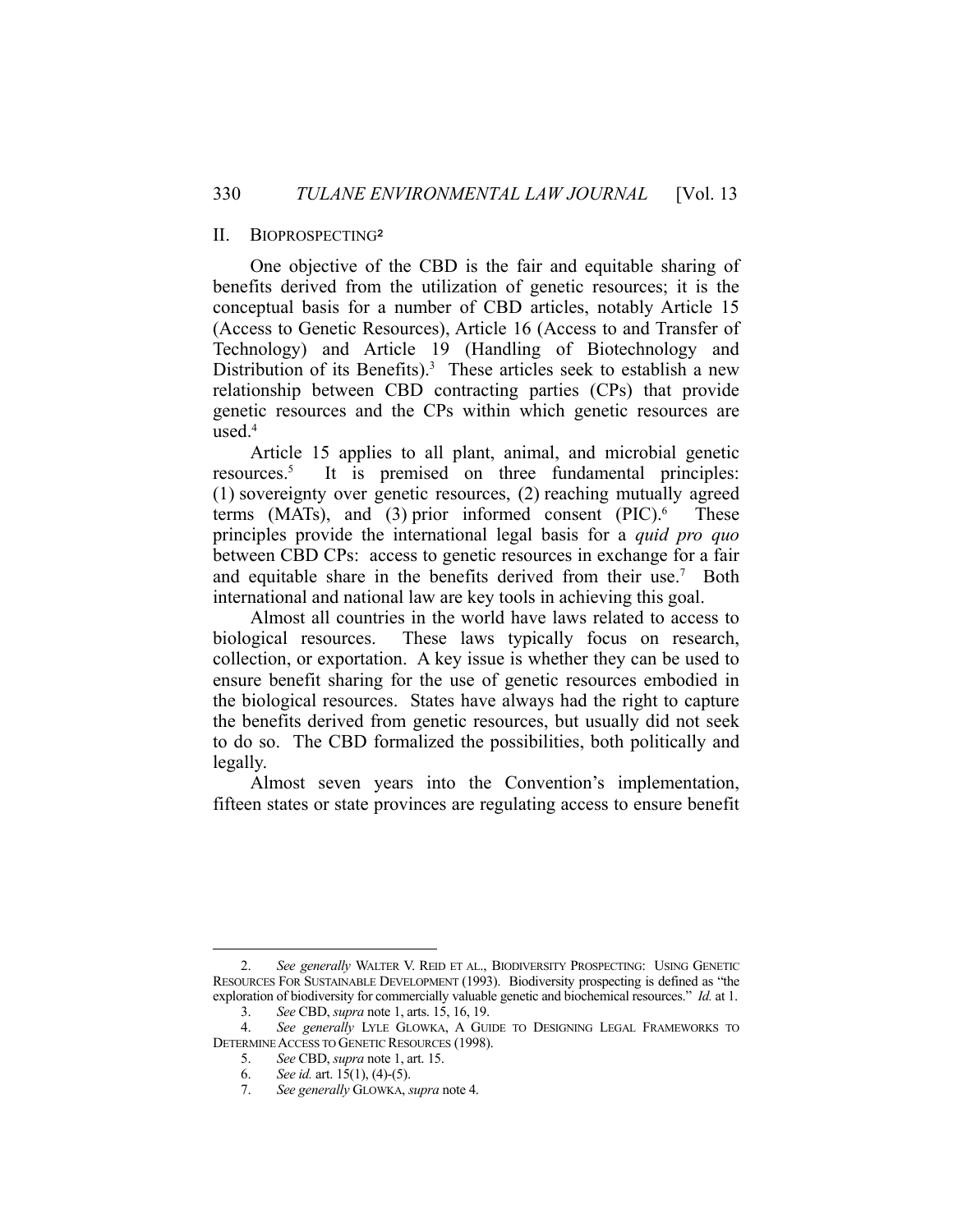## II. BIOPROSPECTING[2]

One objective of the CBD is the fair and equitable sharing of benefits derived from the utilization of genetic resources; it is the conceptual basis for a number of CBD articles, notably Article 15 (Access to Genetic Resources), Article 16 (Access to and Transfer of Technology) and Article 19 (Handling of Biotechnology and Distribution of its Benefits).[3] These articles seek to establish a new relationship between CBD contracting parties (CPs) that provide genetic resources and the CPs within which genetic resources are used.[4]

Article 15 applies to all plant, animal, and microbial genetic resources.[5] It is premised on three fundamental principles: (1) sovereignty over genetic resources, (2) reaching mutually agreed terms (MATs), and (3) prior informed consent (PIC).[6] These principles provide the international legal basis for a *quid pro quo* between CBD CPs: access to genetic resources in exchange for a fair and equitable share in the benefits derived from their use.[7] Both international and national law are key tools in achieving this goal.

Almost all countries in the world have laws related to access to biological resources. These laws typically focus on research, collection, or exportation. A key issue is whether they can be used to ensure benefit sharing for the use of genetic resources embodied in the biological resources. States have always had the right to capture the benefits derived from genetic resources, but usually did not seek to do so. The CBD formalized the possibilities, both politically and legally.

Almost seven years into the Convention's implementation, fifteen states or state provinces are regulating access to ensure benefit

---

2. *See generally* WALTER V. REID ET AL., BIODIVERSITY PROSPECTING: USING GENETIC RESOURCES FOR SUSTAINABLE DEVELOPMENT (1993). Biodiversity prospecting is defined as "the exploration of biodiversity for commercially valuable genetic and biochemical resources." *Id.* at 1.

3. *See* CBD, *supra* note 1, arts. 15, 16, 19.

4. *See generally* LYLE GLOWKA, A GUIDE TO DESIGNING LEGAL FRAMEWORKS TO DETERMINE ACCESS TO GENETIC RESOURCES (1998).

5. *See* CBD, *supra* note 1, art. 15.

6. *See id.* art. 15(1), (4)-(5).

7. *See generally* GLOWKA, *supra* note 4.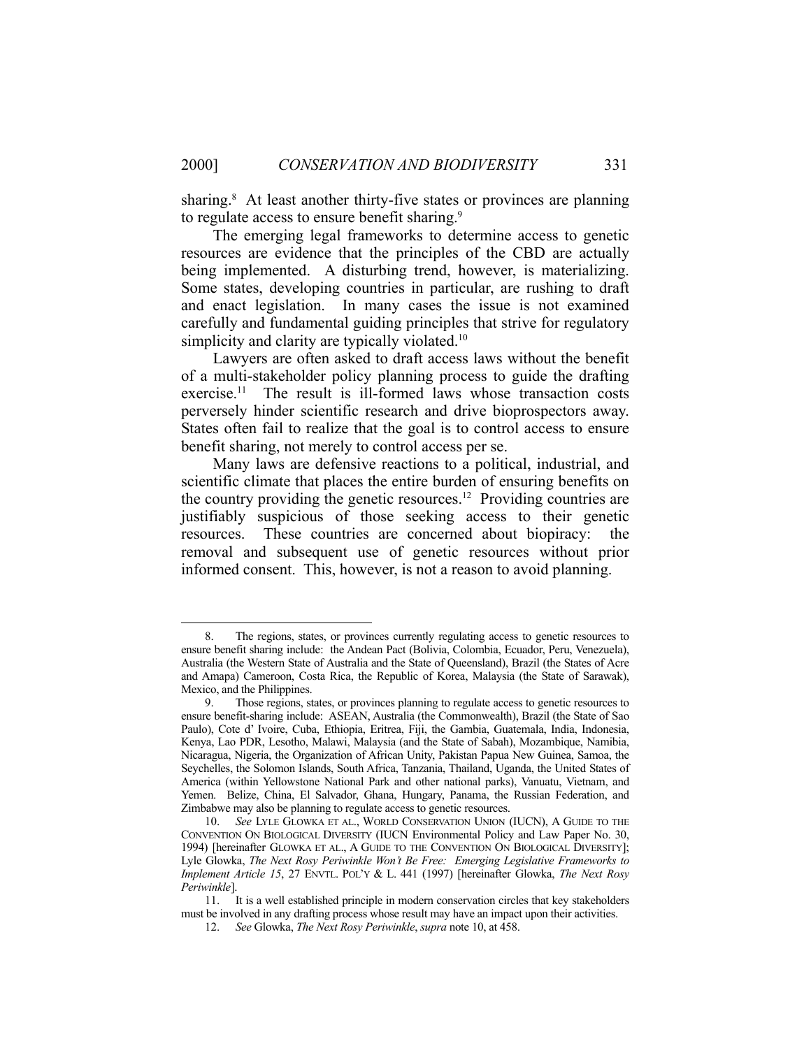sharing.[8] At least another thirty-five states or provinces are planning to regulate access to ensure benefit sharing.[9]

The emerging legal frameworks to determine access to genetic resources are evidence that the principles of the CBD are actually being implemented. A disturbing trend, however, is materializing. Some states, developing countries in particular, are rushing to draft and enact legislation. In many cases the issue is not examined carefully and fundamental guiding principles that strive for regulatory simplicity and clarity are typically violated.[10]

Lawyers are often asked to draft access laws without the benefit of a multi-stakeholder policy planning process to guide the drafting exercise.[11] The result is ill-formed laws whose transaction costs perversely hinder scientific research and drive bioprospectors away. States often fail to realize that the goal is to control access to ensure benefit sharing, not merely to control access per se.

Many laws are defensive reactions to a political, industrial, and scientific climate that places the entire burden of ensuring benefits on the country providing the genetic resources.[12] Providing countries are justifiably suspicious of those seeking access to their genetic resources. These countries are concerned about biopiracy: the removal and subsequent use of genetic resources without prior informed consent. This, however, is not a reason to avoid planning.

---

8. The regions, states, or provinces currently regulating access to genetic resources to ensure benefit sharing include: the Andean Pact (Bolivia, Colombia, Ecuador, Peru, Venezuela), Australia (the Western State of Australia and the State of Queensland), Brazil (the States of Acre and Amapa) Cameroon, Costa Rica, the Republic of Korea, Malaysia (the State of Sarawak), Mexico, and the Philippines.

9. Those regions, states, or provinces planning to regulate access to genetic resources to ensure benefit-sharing include: ASEAN, Australia (the Commonwealth), Brazil (the State of Sao Paulo), Cote d' Ivoire, Cuba, Ethiopia, Eritrea, Fiji, the Gambia, Guatemala, India, Indonesia, Kenya, Lao PDR, Lesotho, Malawi, Malaysia (and the State of Sabah), Mozambique, Namibia, Nicaragua, Nigeria, the Organization of African Unity, Pakistan Papua New Guinea, Samoa, the Seychelles, the Solomon Islands, South Africa, Tanzania, Thailand, Uganda, the United States of America (within Yellowstone National Park and other national parks), Vanuatu, Vietnam, and Yemen. Belize, China, El Salvador, Ghana, Hungary, Panama, the Russian Federation, and Zimbabwe may also be planning to regulate access to genetic resources.

10. *See* LYLE GLOWKA ET AL., WORLD CONSERVATION UNION (IUCN), A GUIDE TO THE CONVENTION ON BIOLOGICAL DIVERSITY (IUCN Environmental Policy and Law Paper No. 30, 1994) [hereinafter GLOWKA ET AL., A GUIDE TO THE CONVENTION ON BIOLOGICAL DIVERSITY]; Lyle Glowka, *The Next Rosy Periwinkle Won't Be Free: Emerging Legislative Frameworks to Implement Article 15*, 27 ENVTL. POL'Y & L. 441 (1997) [hereinafter Glowka, *The Next Rosy Periwinkle*].

11. It is a well established principle in modern conservation circles that key stakeholders must be involved in any drafting process whose result may have an impact upon their activities.

12. *See* Glowka, *The Next Rosy Periwinkle*, *supra* note 10, at 458.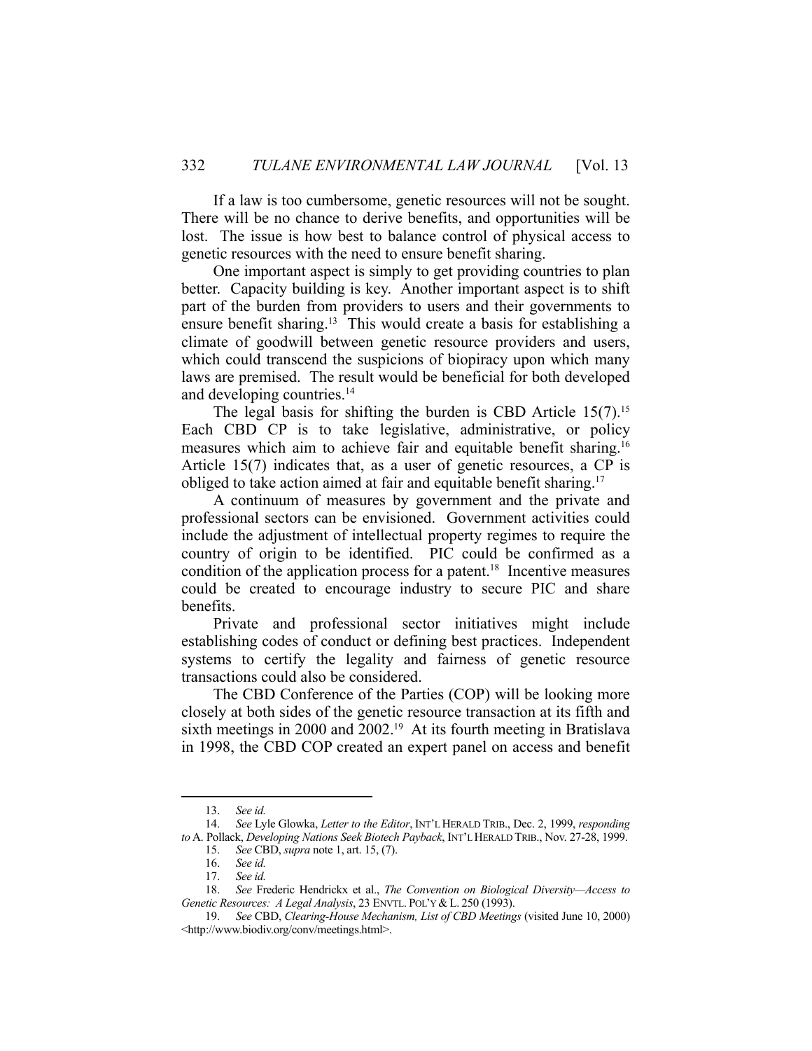If a law is too cumbersome, genetic resources will not be sought. There will be no chance to derive benefits, and opportunities will be lost. The issue is how best to balance control of physical access to genetic resources with the need to ensure benefit sharing.

One important aspect is simply to get providing countries to plan better. Capacity building is key. Another important aspect is to shift part of the burden from providers to users and their governments to ensure benefit sharing.[13] This would create a basis for establishing a climate of goodwill between genetic resource providers and users, which could transcend the suspicions of biopiracy upon which many laws are premised. The result would be beneficial for both developed and developing countries.[14]

The legal basis for shifting the burden is CBD Article 15(7).[15] Each CBD CP is to take legislative, administrative, or policy measures which aim to achieve fair and equitable benefit sharing.[16] Article 15(7) indicates that, as a user of genetic resources, a CP is obliged to take action aimed at fair and equitable benefit sharing.[17]

A continuum of measures by government and the private and professional sectors can be envisioned. Government activities could include the adjustment of intellectual property regimes to require the country of origin to be identified. PIC could be confirmed as a condition of the application process for a patent.[18] Incentive measures could be created to encourage industry to secure PIC and share benefits.

Private and professional sector initiatives might include establishing codes of conduct or defining best practices. Independent systems to certify the legality and fairness of genetic resource transactions could also be considered.

The CBD Conference of the Parties (COP) will be looking more closely at both sides of the genetic resource transaction at its fifth and sixth meetings in 2000 and 2002.[19] At its fourth meeting in Bratislava in 1998, the CBD COP created an expert panel on access and benefit

---

13. *See id.*

14. *See* Lyle Glowka, *Letter to the Editor*, INT'L HERALD TRIB., Dec. 2, 1999, *responding to* A. Pollack, *Developing Nations Seek Biotech Payback*, INT'L HERALD TRIB., Nov. 27-28, 1999.

15. *See* CBD, *supra* note 1, art. 15, (7).

16. *See id.*

17. *See id.*

18. *See* Frederic Hendrickx et al., *The Convention on Biological Diversity—Access to Genetic Resources: A Legal Analysis*, 23 ENVTL. POL'Y & L. 250 (1993).

19. *See* CBD, *Clearing-House Mechanism, List of CBD Meetings* (visited June 10, 2000) <http://www.biodiv.org/conv/meetings.html>.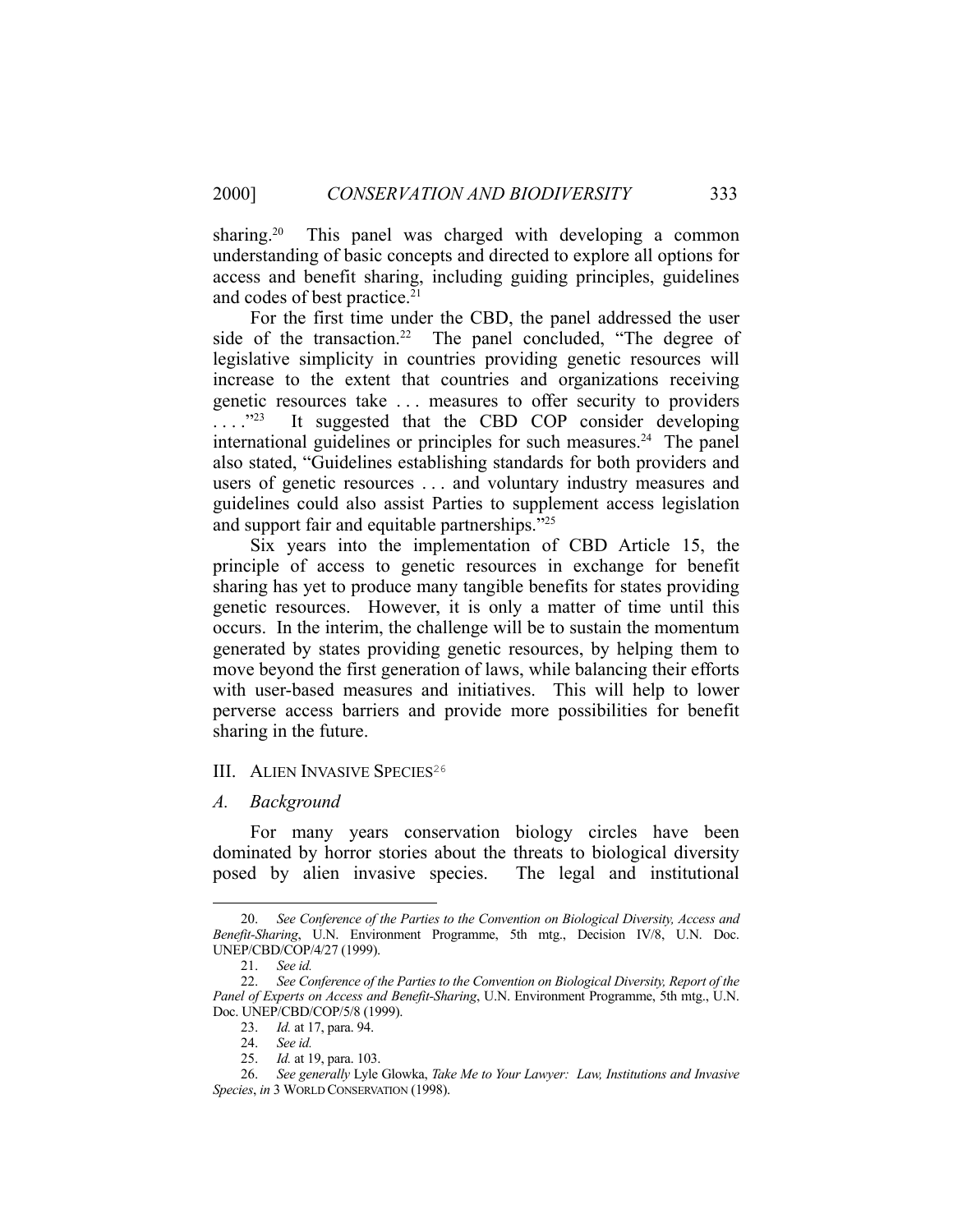sharing.[20] This panel was charged with developing a common understanding of basic concepts and directed to explore all options for access and benefit sharing, including guiding principles, guidelines and codes of best practice.[21]

For the first time under the CBD, the panel addressed the user side of the transaction.[22] The panel concluded, "The degree of legislative simplicity in countries providing genetic resources will increase to the extent that countries and organizations receiving genetic resources take . . . measures to offer security to providers . . . ."[23] It suggested that the CBD COP consider developing international guidelines or principles for such measures.[24] The panel also stated, "Guidelines establishing standards for both providers and users of genetic resources . . . and voluntary industry measures and guidelines could also assist Parties to supplement access legislation and support fair and equitable partnerships."[25]

Six years into the implementation of CBD Article 15, the principle of access to genetic resources in exchange for benefit sharing has yet to produce many tangible benefits for states providing genetic resources. However, it is only a matter of time until this occurs. In the interim, the challenge will be to sustain the momentum generated by states providing genetic resources, by helping them to move beyond the first generation of laws, while balancing their efforts with user-based measures and initiatives. This will help to lower perverse access barriers and provide more possibilities for benefit sharing in the future.

## III. ALIEN INVASIVE SPECIES[26]

### *A. Background*

For many years conservation biology circles have been dominated by horror stories about the threats to biological diversity posed by alien invasive species. The legal and institutional

---

20. *See Conference of the Parties to the Convention on Biological Diversity, Access and Benefit-Sharing*, U.N. Environment Programme, 5th mtg., Decision IV/8, U.N. Doc. UNEP/CBD/COP/4/27 (1999).

21. *See id.*

22. *See Conference of the Parties to the Convention on Biological Diversity, Report of the Panel of Experts on Access and Benefit-Sharing*, U.N. Environment Programme, 5th mtg., U.N. Doc. UNEP/CBD/COP/5/8 (1999).

23. *Id.* at 17, para. 94.

24. *See id.*

25. *Id.* at 19, para. 103.

26. *See generally* Lyle Glowka, *Take Me to Your Lawyer: Law, Institutions and Invasive Species*, *in* 3 WORLD CONSERVATION (1998).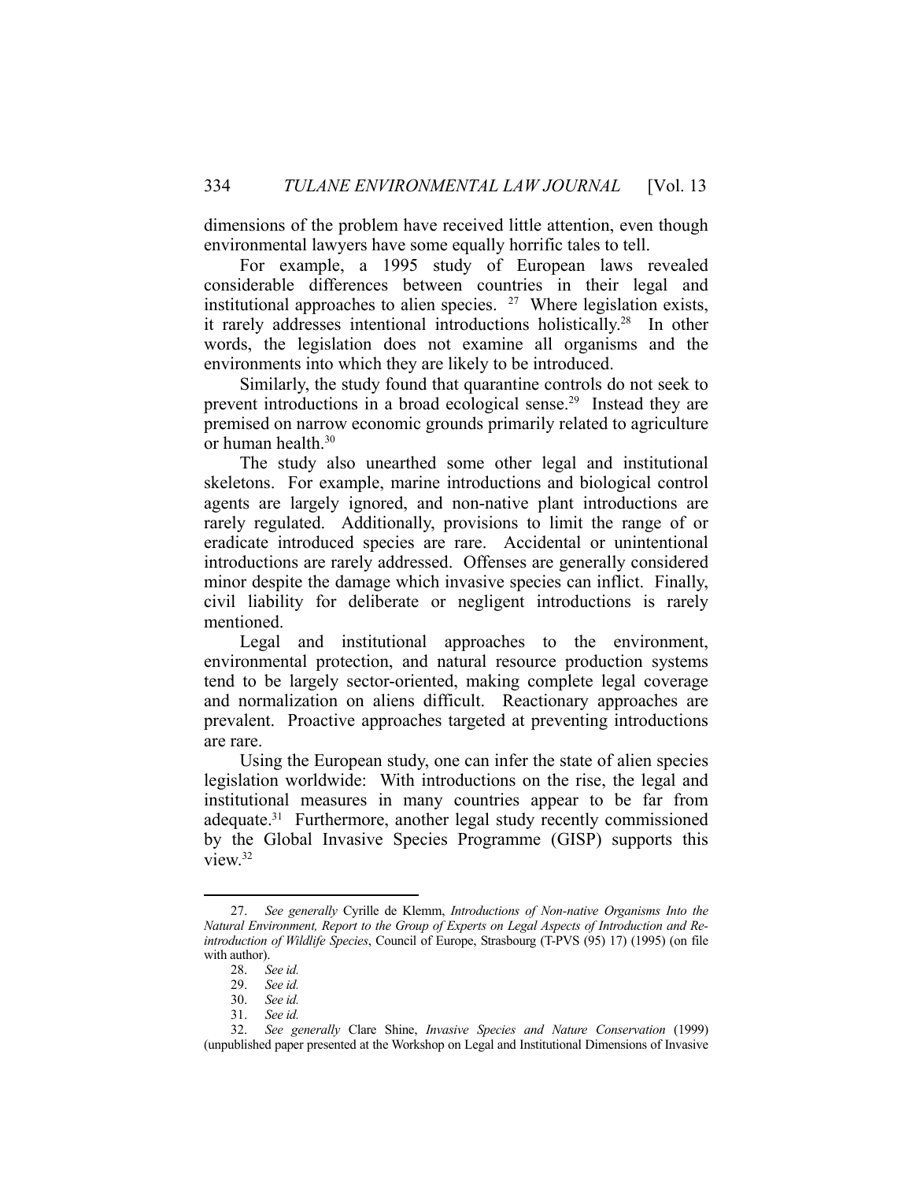dimensions of the problem have received little attention, even though environmental lawyers have some equally horrific tales to tell.

For example, a 1995 study of European laws revealed considerable differences between countries in their legal and institutional approaches to alien species. [27] Where legislation exists, it rarely addresses intentional introductions holistically.[28] In other words, the legislation does not examine all organisms and the environments into which they are likely to be introduced.

Similarly, the study found that quarantine controls do not seek to prevent introductions in a broad ecological sense.[29] Instead they are premised on narrow economic grounds primarily related to agriculture or human health.[30]

The study also unearthed some other legal and institutional skeletons. For example, marine introductions and biological control agents are largely ignored, and non-native plant introductions are rarely regulated. Additionally, provisions to limit the range of or eradicate introduced species are rare. Accidental or unintentional introductions are rarely addressed. Offenses are generally considered minor despite the damage which invasive species can inflict. Finally, civil liability for deliberate or negligent introductions is rarely mentioned.

Legal and institutional approaches to the environment, environmental protection, and natural resource production systems tend to be largely sector-oriented, making complete legal coverage and normalization on aliens difficult. Reactionary approaches are prevalent. Proactive approaches targeted at preventing introductions are rare.

Using the European study, one can infer the state of alien species legislation worldwide: With introductions on the rise, the legal and institutional measures in many countries appear to be far from adequate.[31] Furthermore, another legal study recently commissioned by the Global Invasive Species Programme (GISP) supports this view.[32]

---

27. *See generally* Cyrille de Klemm, *Introductions of Non-native Organisms Into the Natural Environment, Report to the Group of Experts on Legal Aspects of Introduction and Re-introduction of Wildlife Species*, Council of Europe, Strasbourg (T-PVS (95) 17) (1995) (on file with author).

28. *See id.*

29. *See id.*

30. *See id.*

31. *See id.*

32. *See generally* Clare Shine, *Invasive Species and Nature Conservation* (1999) (unpublished paper presented at the Workshop on Legal and Institutional Dimensions of Invasive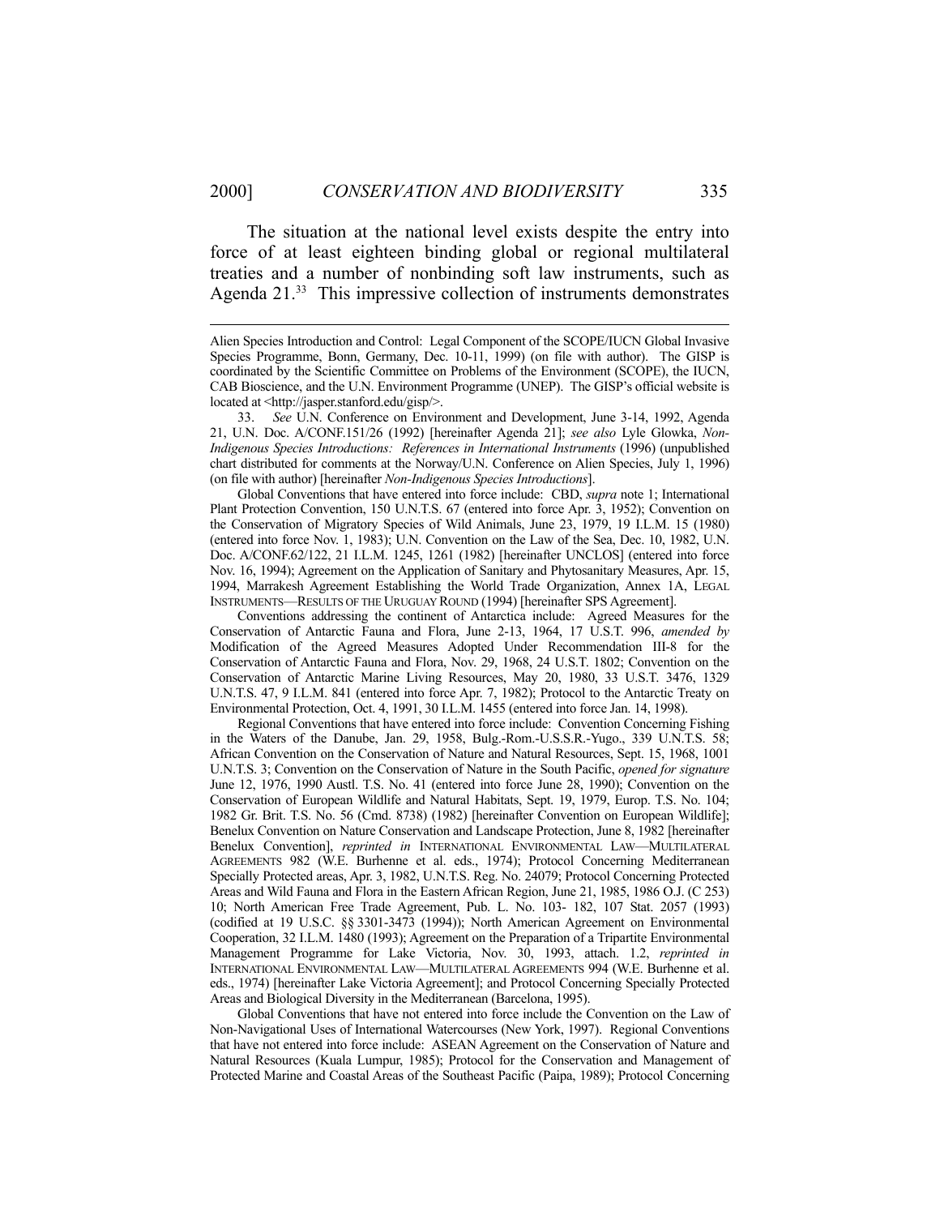The situation at the national level exists despite the entry into force of at least eighteen binding global or regional multilateral treaties and a number of nonbinding soft law instruments, such as Agenda 21.[33] This impressive collection of instruments demonstrates

---

Alien Species Introduction and Control: Legal Component of the SCOPE/IUCN Global Invasive Species Programme, Bonn, Germany, Dec. 10-11, 1999) (on file with author). The GISP is coordinated by the Scientific Committee on Problems of the Environment (SCOPE), the IUCN, CAB Bioscience, and the U.N. Environment Programme (UNEP). The GISP's official website is located at <http://jasper.stanford.edu/gisp/>.

33. *See* U.N. Conference on Environment and Development, June 3-14, 1992, Agenda 21, U.N. Doc. A/CONF.151/26 (1992) [hereinafter Agenda 21]; *see also* Lyle Glowka, *Non-Indigenous Species Introductions: References in International Instruments* (1996) (unpublished chart distributed for comments at the Norway/U.N. Conference on Alien Species, July 1, 1996) (on file with author) [hereinafter *Non-Indigenous Species Introductions*].

Global Conventions that have entered into force include: CBD, *supra* note 1; International Plant Protection Convention, 150 U.N.T.S. 67 (entered into force Apr. 3, 1952); Convention on the Conservation of Migratory Species of Wild Animals, June 23, 1979, 19 I.L.M. 15 (1980) (entered into force Nov. 1, 1983); U.N. Convention on the Law of the Sea, Dec. 10, 1982, U.N. Doc. A/CONF.62/122, 21 I.L.M. 1245, 1261 (1982) [hereinafter UNCLOS] (entered into force Nov. 16, 1994); Agreement on the Application of Sanitary and Phytosanitary Measures, Apr. 15, 1994, Marrakesh Agreement Establishing the World Trade Organization, Annex 1A, LEGAL INSTRUMENTS—RESULTS OF THE URUGUAY ROUND (1994) [hereinafter SPS Agreement].

Conventions addressing the continent of Antarctica include: Agreed Measures for the Conservation of Antarctic Fauna and Flora, June 2-13, 1964, 17 U.S.T. 996, *amended by* Modification of the Agreed Measures Adopted Under Recommendation III-8 for the Conservation of Antarctic Fauna and Flora, Nov. 29, 1968, 24 U.S.T. 1802; Convention on the Conservation of Antarctic Marine Living Resources, May 20, 1980, 33 U.S.T. 3476, 1329 U.N.T.S. 47, 9 I.L.M. 841 (entered into force Apr. 7, 1982); Protocol to the Antarctic Treaty on Environmental Protection, Oct. 4, 1991, 30 I.L.M. 1455 (entered into force Jan. 14, 1998).

Regional Conventions that have entered into force include: Convention Concerning Fishing in the Waters of the Danube, Jan. 29, 1958, Bulg.-Rom.-U.S.S.R.-Yugo., 339 U.N.T.S. 58; African Convention on the Conservation of Nature and Natural Resources, Sept. 15, 1968, 1001 U.N.T.S. 3; Convention on the Conservation of Nature in the South Pacific, *opened for signature* June 12, 1976, 1990 Austl. T.S. No. 41 (entered into force June 28, 1990); Convention on the Conservation of European Wildlife and Natural Habitats, Sept. 19, 1979, Europ. T.S. No. 104; 1982 Gr. Brit. T.S. No. 56 (Cmd. 8738) (1982) [hereinafter Convention on European Wildlife]; Benelux Convention on Nature Conservation and Landscape Protection, June 8, 1982 [hereinafter Benelux Convention], *reprinted in* INTERNATIONAL ENVIRONMENTAL LAW—MULTILATERAL AGREEMENTS 982 (W.E. Burhenne et al. eds., 1974); Protocol Concerning Mediterranean Specially Protected areas, Apr. 3, 1982, U.N.T.S. Reg. No. 24079; Protocol Concerning Protected Areas and Wild Fauna and Flora in the Eastern African Region, June 21, 1985, 1986 O.J. (C 253) 10; North American Free Trade Agreement, Pub. L. No. 103- 182, 107 Stat. 2057 (1993) (codified at 19 U.S.C. §§ 3301-3473 (1994)); North American Agreement on Environmental Cooperation, 32 I.L.M. 1480 (1993); Agreement on the Preparation of a Tripartite Environmental Management Programme for Lake Victoria, Nov. 30, 1993, attach. 1.2, *reprinted in* INTERNATIONAL ENVIRONMENTAL LAW—MULTILATERAL AGREEMENTS 994 (W.E. Burhenne et al. eds., 1974) [hereinafter Lake Victoria Agreement]; and Protocol Concerning Specially Protected Areas and Biological Diversity in the Mediterranean (Barcelona, 1995).

Global Conventions that have not entered into force include the Convention on the Law of Non-Navigational Uses of International Watercourses (New York, 1997). Regional Conventions that have not entered into force include: ASEAN Agreement on the Conservation of Nature and Natural Resources (Kuala Lumpur, 1985); Protocol for the Conservation and Management of Protected Marine and Coastal Areas of the Southeast Pacific (Paipa, 1989); Protocol Concerning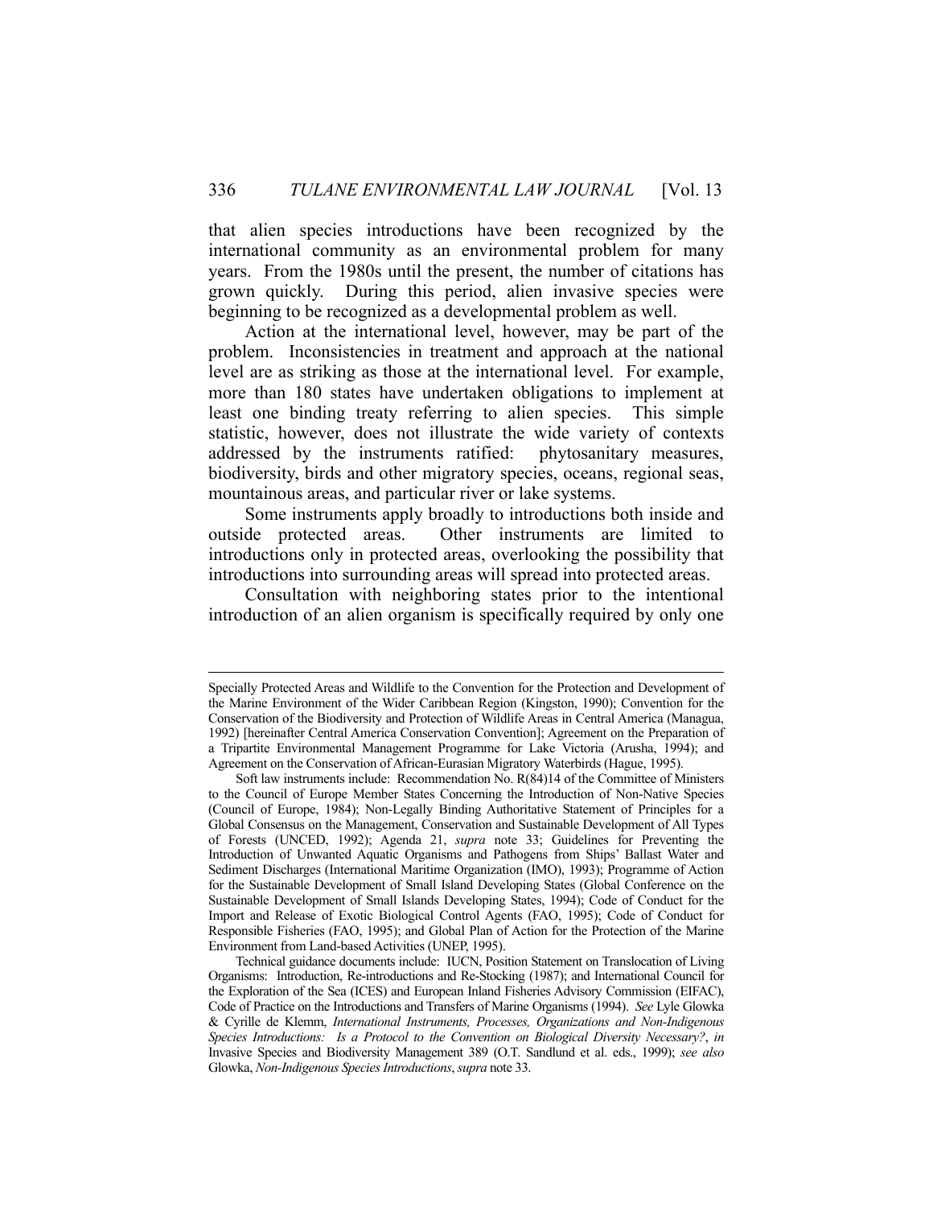that alien species introductions have been recognized by the international community as an environmental problem for many years. From the 1980s until the present, the number of citations has grown quickly. During this period, alien invasive species were beginning to be recognized as a developmental problem as well.

Action at the international level, however, may be part of the problem. Inconsistencies in treatment and approach at the national level are as striking as those at the international level. For example, more than 180 states have undertaken obligations to implement at least one binding treaty referring to alien species. This simple statistic, however, does not illustrate the wide variety of contexts addressed by the instruments ratified: phytosanitary measures, biodiversity, birds and other migratory species, oceans, regional seas, mountainous areas, and particular river or lake systems.

Some instruments apply broadly to introductions both inside and outside protected areas. Other instruments are limited to introductions only in protected areas, overlooking the possibility that introductions into surrounding areas will spread into protected areas.

Consultation with neighboring states prior to the intentional introduction of an alien organism is specifically required by only one

---

Specially Protected Areas and Wildlife to the Convention for the Protection and Development of the Marine Environment of the Wider Caribbean Region (Kingston, 1990); Convention for the Conservation of the Biodiversity and Protection of Wildlife Areas in Central America (Managua, 1992) [hereinafter Central America Conservation Convention]; Agreement on the Preparation of a Tripartite Environmental Management Programme for Lake Victoria (Arusha, 1994); and Agreement on the Conservation of African-Eurasian Migratory Waterbirds (Hague, 1995).

Soft law instruments include: Recommendation No. R(84)14 of the Committee of Ministers to the Council of Europe Member States Concerning the Introduction of Non-Native Species (Council of Europe, 1984); Non-Legally Binding Authoritative Statement of Principles for a Global Consensus on the Management, Conservation and Sustainable Development of All Types of Forests (UNCED, 1992); Agenda 21, *supra* note 33; Guidelines for Preventing the Introduction of Unwanted Aquatic Organisms and Pathogens from Ships' Ballast Water and Sediment Discharges (International Maritime Organization (IMO), 1993); Programme of Action for the Sustainable Development of Small Island Developing States (Global Conference on the Sustainable Development of Small Islands Developing States, 1994); Code of Conduct for the Import and Release of Exotic Biological Control Agents (FAO, 1995); Code of Conduct for Responsible Fisheries (FAO, 1995); and Global Plan of Action for the Protection of the Marine Environment from Land-based Activities (UNEP, 1995).

Technical guidance documents include: IUCN, Position Statement on Translocation of Living Organisms: Introduction, Re-introductions and Re-Stocking (1987); and International Council for the Exploration of the Sea (ICES) and European Inland Fisheries Advisory Commission (EIFAC), Code of Practice on the Introductions and Transfers of Marine Organisms (1994). *See* Lyle Glowka & Cyrille de Klemm, *International Instruments, Processes, Organizations and Non-Indigenous Species Introductions: Is a Protocol to the Convention on Biological Diversity Necessary?*, *in* Invasive Species and Biodiversity Management 389 (O.T. Sandlund et al. eds., 1999); *see also* Glowka, *Non-Indigenous Species Introductions*, *supra* note 33.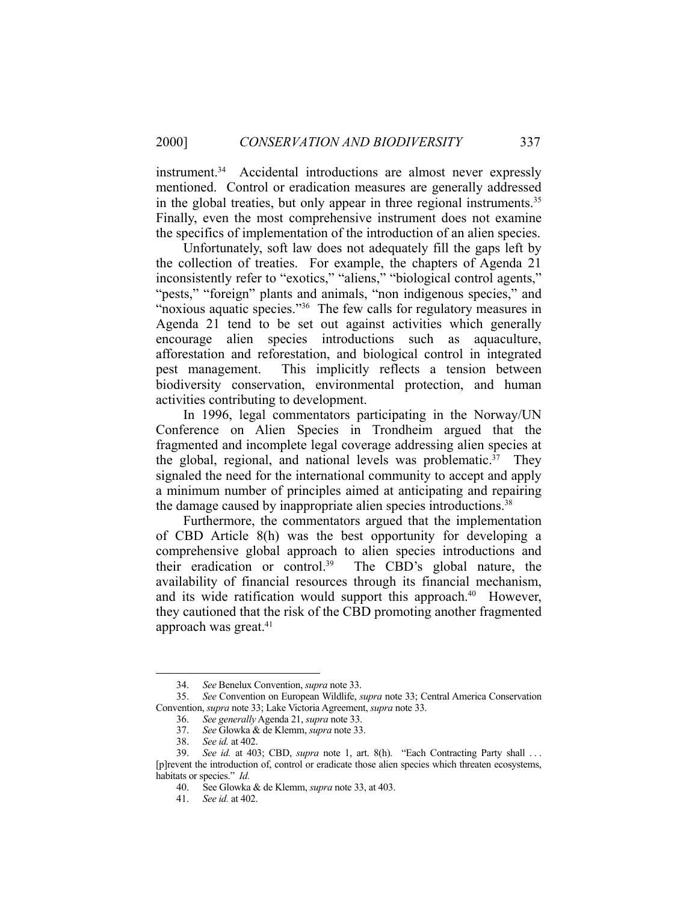instrument.[34] Accidental introductions are almost never expressly mentioned. Control or eradication measures are generally addressed in the global treaties, but only appear in three regional instruments.[35] Finally, even the most comprehensive instrument does not examine the specifics of implementation of the introduction of an alien species.

Unfortunately, soft law does not adequately fill the gaps left by the collection of treaties. For example, the chapters of Agenda 21 inconsistently refer to "exotics," "aliens," "biological control agents," "pests," "foreign" plants and animals, "non indigenous species," and "noxious aquatic species."[36] The few calls for regulatory measures in Agenda 21 tend to be set out against activities which generally encourage alien species introductions such as aquaculture, afforestation and reforestation, and biological control in integrated pest management. This implicitly reflects a tension between biodiversity conservation, environmental protection, and human activities contributing to development.

In 1996, legal commentators participating in the Norway/UN Conference on Alien Species in Trondheim argued that the fragmented and incomplete legal coverage addressing alien species at the global, regional, and national levels was problematic.[37] They signaled the need for the international community to accept and apply a minimum number of principles aimed at anticipating and repairing the damage caused by inappropriate alien species introductions.[38]

Furthermore, the commentators argued that the implementation of CBD Article 8(h) was the best opportunity for developing a comprehensive global approach to alien species introductions and their eradication or control.[39] The CBD's global nature, the availability of financial resources through its financial mechanism, and its wide ratification would support this approach.[40] However, they cautioned that the risk of the CBD promoting another fragmented approach was great.[41]

---

34. *See* Benelux Convention, *supra* note 33.

35. *See* Convention on European Wildlife, *supra* note 33; Central America Conservation Convention, *supra* note 33; Lake Victoria Agreement, *supra* note 33.

36. *See generally* Agenda 21, *supra* note 33.

37. *See* Glowka & de Klemm, *supra* note 33.

38. *See id.* at 402.

39. *See id.* at 403; CBD, *supra* note 1, art. 8(h). "Each Contracting Party shall . . . [p]revent the introduction of, control or eradicate those alien species which threaten ecosystems, habitats or species." *Id.*

40. See Glowka & de Klemm, *supra* note 33, at 403.

41. *See id.* at 402.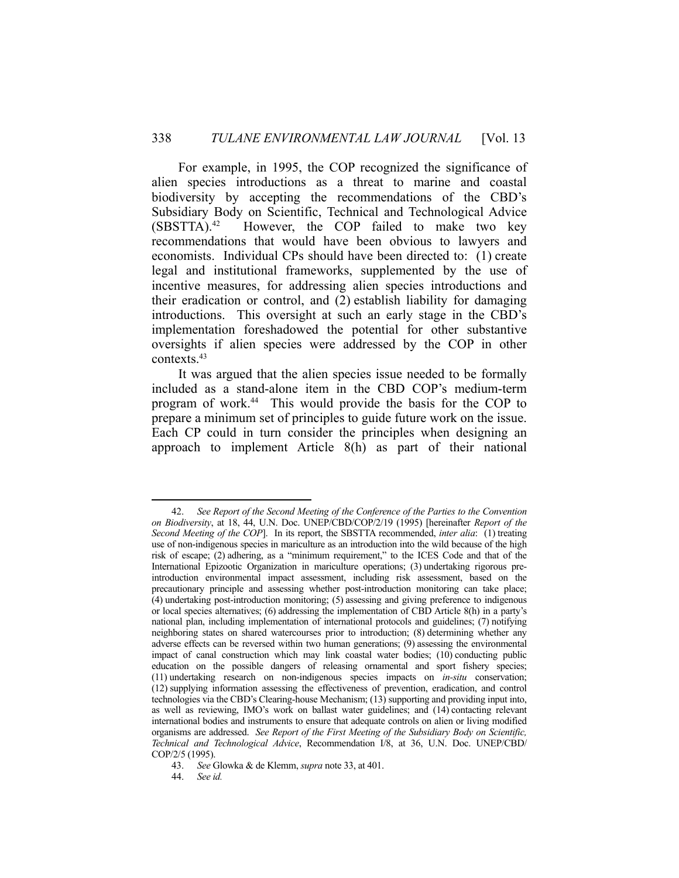For example, in 1995, the COP recognized the significance of alien species introductions as a threat to marine and coastal biodiversity by accepting the recommendations of the CBD's Subsidiary Body on Scientific, Technical and Technological Advice (SBSTTA).[42] However, the COP failed to make two key recommendations that would have been obvious to lawyers and economists. Individual CPs should have been directed to: (1) create legal and institutional frameworks, supplemented by the use of incentive measures, for addressing alien species introductions and their eradication or control, and (2) establish liability for damaging introductions. This oversight at such an early stage in the CBD's implementation foreshadowed the potential for other substantive oversights if alien species were addressed by the COP in other contexts.[43]

It was argued that the alien species issue needed to be formally included as a stand-alone item in the CBD COP's medium-term program of work.[44] This would provide the basis for the COP to prepare a minimum set of principles to guide future work on the issue. Each CP could in turn consider the principles when designing an approach to implement Article 8(h) as part of their national

---

42. *See Report of the Second Meeting of the Conference of the Parties to the Convention on Biodiversity*, at 18, 44, U.N. Doc. UNEP/CBD/COP/2/19 (1995) [hereinafter *Report of the Second Meeting of the COP*]. In its report, the SBSTTA recommended, *inter alia*: (1) treating use of non-indigenous species in mariculture as an introduction into the wild because of the high risk of escape; (2) adhering, as a "minimum requirement," to the ICES Code and that of the International Epizootic Organization in mariculture operations; (3) undertaking rigorous pre-introduction environmental impact assessment, including risk assessment, based on the precautionary principle and assessing whether post-introduction monitoring can take place; (4) undertaking post-introduction monitoring; (5) assessing and giving preference to indigenous or local species alternatives; (6) addressing the implementation of CBD Article 8(h) in a party's national plan, including implementation of international protocols and guidelines; (7) notifying neighboring states on shared watercourses prior to introduction; (8) determining whether any adverse effects can be reversed within two human generations; (9) assessing the environmental impact of canal construction which may link coastal water bodies; (10) conducting public education on the possible dangers of releasing ornamental and sport fishery species; (11) undertaking research on non-indigenous species impacts on *in-situ* conservation; (12) supplying information assessing the effectiveness of prevention, eradication, and control technologies via the CBD's Clearing-house Mechanism; (13) supporting and providing input into, as well as reviewing, IMO's work on ballast water guidelines; and (14) contacting relevant international bodies and instruments to ensure that adequate controls on alien or living modified organisms are addressed. *See Report of the First Meeting of the Subsidiary Body on Scientific, Technical and Technological Advice*, Recommendation I/8, at 36, U.N. Doc. UNEP/CBD/COP/2/5 (1995).

43. *See* Glowka & de Klemm, *supra* note 33, at 401.

44. *See id.*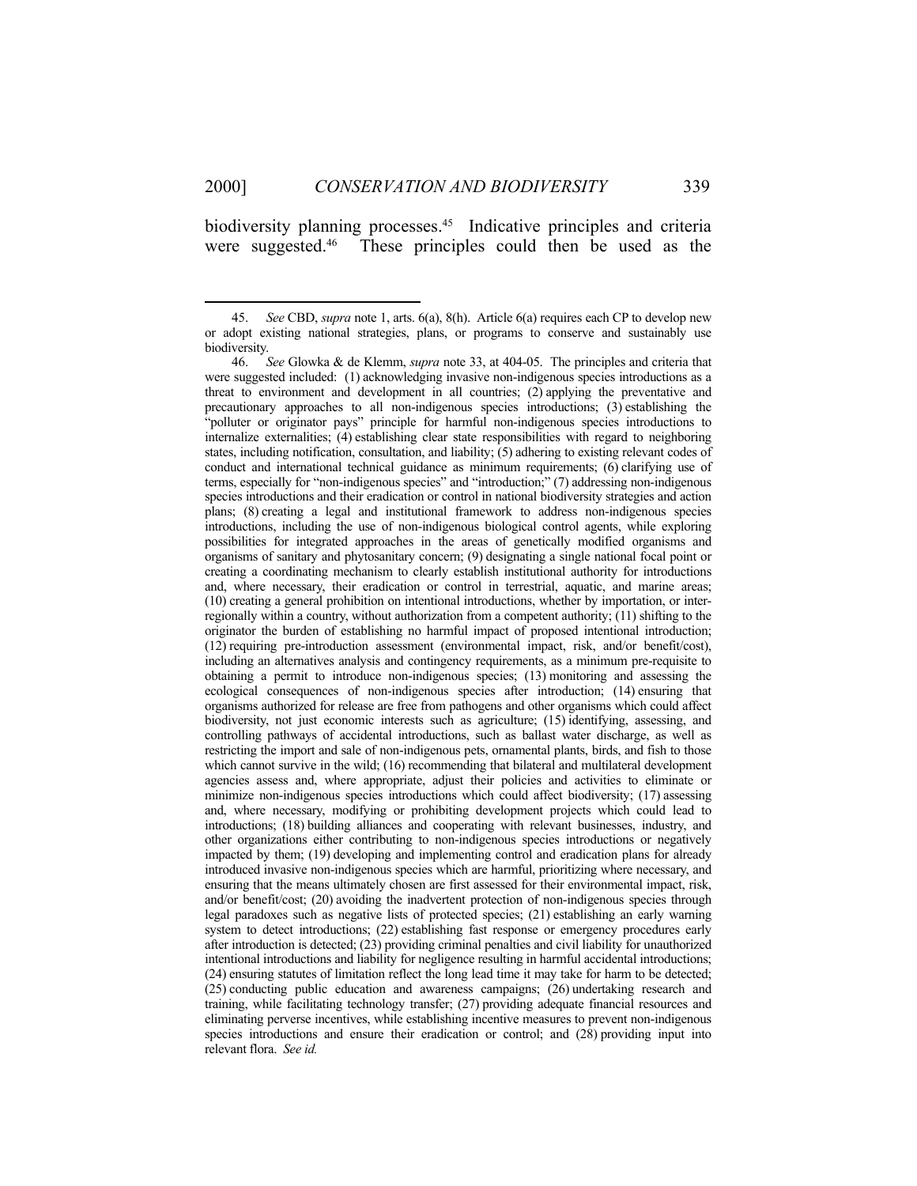biodiversity planning processes.[45] Indicative principles and criteria were suggested.[46] These principles could then be used as the

---

45. *See* CBD, *supra* note 1, arts. 6(a), 8(h). Article 6(a) requires each CP to develop new or adopt existing national strategies, plans, or programs to conserve and sustainably use biodiversity.

46. *See* Glowka & de Klemm, *supra* note 33, at 404-05. The principles and criteria that were suggested included: (1) acknowledging invasive non-indigenous species introductions as a threat to environment and development in all countries; (2) applying the preventative and precautionary approaches to all non-indigenous species introductions; (3) establishing the "polluter or originator pays" principle for harmful non-indigenous species introductions to internalize externalities; (4) establishing clear state responsibilities with regard to neighboring states, including notification, consultation, and liability; (5) adhering to existing relevant codes of conduct and international technical guidance as minimum requirements; (6) clarifying use of terms, especially for "non-indigenous species" and "introduction;" (7) addressing non-indigenous species introductions and their eradication or control in national biodiversity strategies and action plans; (8) creating a legal and institutional framework to address non-indigenous species introductions, including the use of non-indigenous biological control agents, while exploring possibilities for integrated approaches in the areas of genetically modified organisms and organisms of sanitary and phytosanitary concern; (9) designating a single national focal point or creating a coordinating mechanism to clearly establish institutional authority for introductions and, where necessary, their eradication or control in terrestrial, aquatic, and marine areas; (10) creating a general prohibition on intentional introductions, whether by importation, or inter-regionally within a country, without authorization from a competent authority; (11) shifting to the originator the burden of establishing no harmful impact of proposed intentional introduction; (12) requiring pre-introduction assessment (environmental impact, risk, and/or benefit/cost), including an alternatives analysis and contingency requirements, as a minimum pre-requisite to obtaining a permit to introduce non-indigenous species; (13) monitoring and assessing the ecological consequences of non-indigenous species after introduction; (14) ensuring that organisms authorized for release are free from pathogens and other organisms which could affect biodiversity, not just economic interests such as agriculture; (15) identifying, assessing, and controlling pathways of accidental introductions, such as ballast water discharge, as well as restricting the import and sale of non-indigenous pets, ornamental plants, birds, and fish to those which cannot survive in the wild; (16) recommending that bilateral and multilateral development agencies assess and, where appropriate, adjust their policies and activities to eliminate or minimize non-indigenous species introductions which could affect biodiversity; (17) assessing and, where necessary, modifying or prohibiting development projects which could lead to introductions; (18) building alliances and cooperating with relevant businesses, industry, and other organizations either contributing to non-indigenous species introductions or negatively impacted by them; (19) developing and implementing control and eradication plans for already introduced invasive non-indigenous species which are harmful, prioritizing where necessary, and ensuring that the means ultimately chosen are first assessed for their environmental impact, risk, and/or benefit/cost; (20) avoiding the inadvertent protection of non-indigenous species through legal paradoxes such as negative lists of protected species; (21) establishing an early warning system to detect introductions; (22) establishing fast response or emergency procedures early after introduction is detected; (23) providing criminal penalties and civil liability for unauthorized intentional introductions and liability for negligence resulting in harmful accidental introductions; (24) ensuring statutes of limitation reflect the long lead time it may take for harm to be detected; (25) conducting public education and awareness campaigns; (26) undertaking research and training, while facilitating technology transfer; (27) providing adequate financial resources and eliminating perverse incentives, while establishing incentive measures to prevent non-indigenous species introductions and ensure their eradication or control; and (28) providing input into relevant flora. *See id.*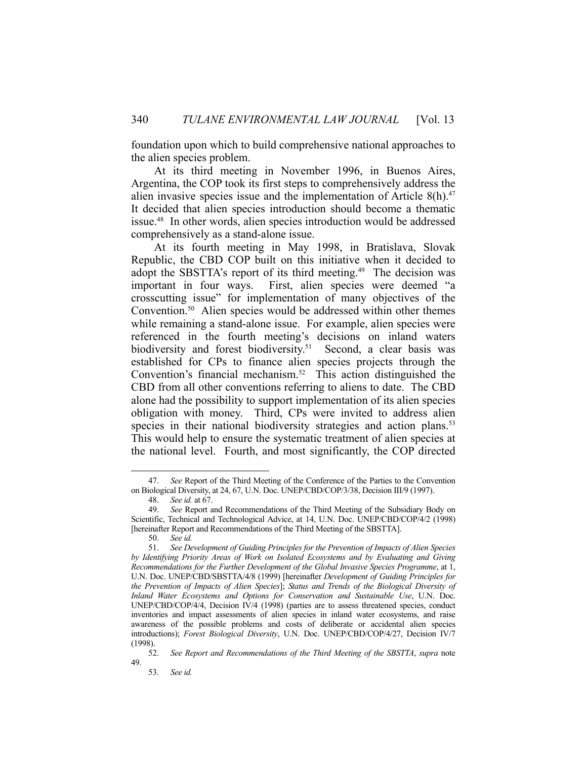foundation upon which to build comprehensive national approaches to the alien species problem.

At its third meeting in November 1996, in Buenos Aires, Argentina, the COP took its first steps to comprehensively address the alien invasive species issue and the implementation of Article 8(h).[47] It decided that alien species introduction should become a thematic issue.[48] In other words, alien species introduction would be addressed comprehensively as a stand-alone issue.

At its fourth meeting in May 1998, in Bratislava, Slovak Republic, the CBD COP built on this initiative when it decided to adopt the SBSTTA's report of its third meeting.[49] The decision was important in four ways. First, alien species were deemed "a crosscutting issue" for implementation of many objectives of the Convention.[50] Alien species would be addressed within other themes while remaining a stand-alone issue. For example, alien species were referenced in the fourth meeting's decisions on inland waters biodiversity and forest biodiversity.[51] Second, a clear basis was established for CPs to finance alien species projects through the Convention's financial mechanism.[52] This action distinguished the CBD from all other conventions referring to aliens to date. The CBD alone had the possibility to support implementation of its alien species obligation with money. Third, CPs were invited to address alien species in their national biodiversity strategies and action plans.[53] This would help to ensure the systematic treatment of alien species at the national level. Fourth, and most significantly, the COP directed

---

47. *See* Report of the Third Meeting of the Conference of the Parties to the Convention on Biological Diversity, at 24, 67, U.N. Doc. UNEP/CBD/COP/3/38, Decision III/9 (1997).

48. *See id.* at 67.

49. *See* Report and Recommendations of the Third Meeting of the Subsidiary Body on Scientific, Technical and Technological Advice, at 14, U.N. Doc. UNEP/CBD/COP/4/2 (1998) [hereinafter Report and Recommendations of the Third Meeting of the SBSTTA].

50. *See id.*

51. *See Development of Guiding Principles for the Prevention of Impacts of Alien Species by Identifying Priority Areas of Work on Isolated Ecosystems and by Evaluating and Giving Recommendations for the Further Development of the Global Invasive Species Programme*, at 1, U.N. Doc. UNEP/CBD/SBSTTA/4/8 (1999) [hereinafter *Development of Guiding Principles for the Prevention of Impacts of Alien Species*]; *Status and Trends of the Biological Diversity of Inland Water Ecosystems and Options for Conservation and Sustainable Use*, U.N. Doc. UNEP/CBD/COP/4/4, Decision IV/4 (1998) (parties are to assess threatened species, conduct inventories and impact assessments of alien species in inland water ecosystems, and raise awareness of the possible problems and costs of deliberate or accidental alien species introductions); *Forest Biological Diversity*, U.N. Doc. UNEP/CBD/COP/4/27, Decision IV/7 (1998).

52. *See Report and Recommendations of the Third Meeting of the SBSTTA*, *supra* note 49.

53. *See id.*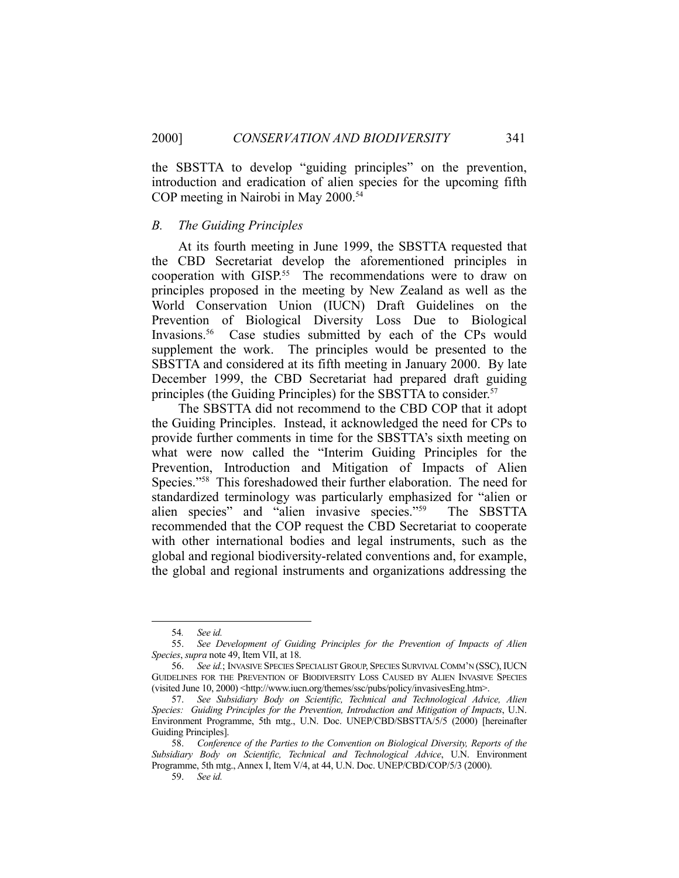the SBSTTA to develop "guiding principles" on the prevention, introduction and eradication of alien species for the upcoming fifth COP meeting in Nairobi in May 2000.[54]

### *B. The Guiding Principles*

At its fourth meeting in June 1999, the SBSTTA requested that the CBD Secretariat develop the aforementioned principles in cooperation with GISP.[55] The recommendations were to draw on principles proposed in the meeting by New Zealand as well as the World Conservation Union (IUCN) Draft Guidelines on the Prevention of Biological Diversity Loss Due to Biological Invasions.[56] Case studies submitted by each of the CPs would supplement the work. The principles would be presented to the SBSTTA and considered at its fifth meeting in January 2000. By late December 1999, the CBD Secretariat had prepared draft guiding principles (the Guiding Principles) for the SBSTTA to consider.[57]

The SBSTTA did not recommend to the CBD COP that it adopt the Guiding Principles. Instead, it acknowledged the need for CPs to provide further comments in time for the SBSTTA's sixth meeting on what were now called the "Interim Guiding Principles for the Prevention, Introduction and Mitigation of Impacts of Alien Species."[58] This foreshadowed their further elaboration. The need for standardized terminology was particularly emphasized for "alien or alien species" and "alien invasive species."[59] The SBSTTA recommended that the COP request the CBD Secretariat to cooperate with other international bodies and legal instruments, such as the global and regional biodiversity-related conventions and, for example, the global and regional instruments and organizations addressing the

---

54. *See id.*

55. *See Development of Guiding Principles for the Prevention of Impacts of Alien Species*, *supra* note 49, Item VII, at 18.

56. *See id.*; INVASIVE SPECIES SPECIALIST GROUP, SPECIES SURVIVAL COMM'N (SSC), IUCN GUIDELINES FOR THE PREVENTION OF BIODIVERSITY LOSS CAUSED BY ALIEN INVASIVE SPECIES (visited June 10, 2000) <http://www.iucn.org/themes/ssc/pubs/policy/invasivesEng.htm>.

57. *See Subsidiary Body on Scientific, Technical and Technological Advice, Alien Species: Guiding Principles for the Prevention, Introduction and Mitigation of Impacts*, U.N. Environment Programme, 5th mtg., U.N. Doc. UNEP/CBD/SBSTTA/5/5 (2000) [hereinafter Guiding Principles].

58. *Conference of the Parties to the Convention on Biological Diversity, Reports of the Subsidiary Body on Scientific, Technical and Technological Advice*, U.N. Environment Programme, 5th mtg., Annex I, Item V/4, at 44, U.N. Doc. UNEP/CBD/COP/5/3 (2000).

59. *See id.*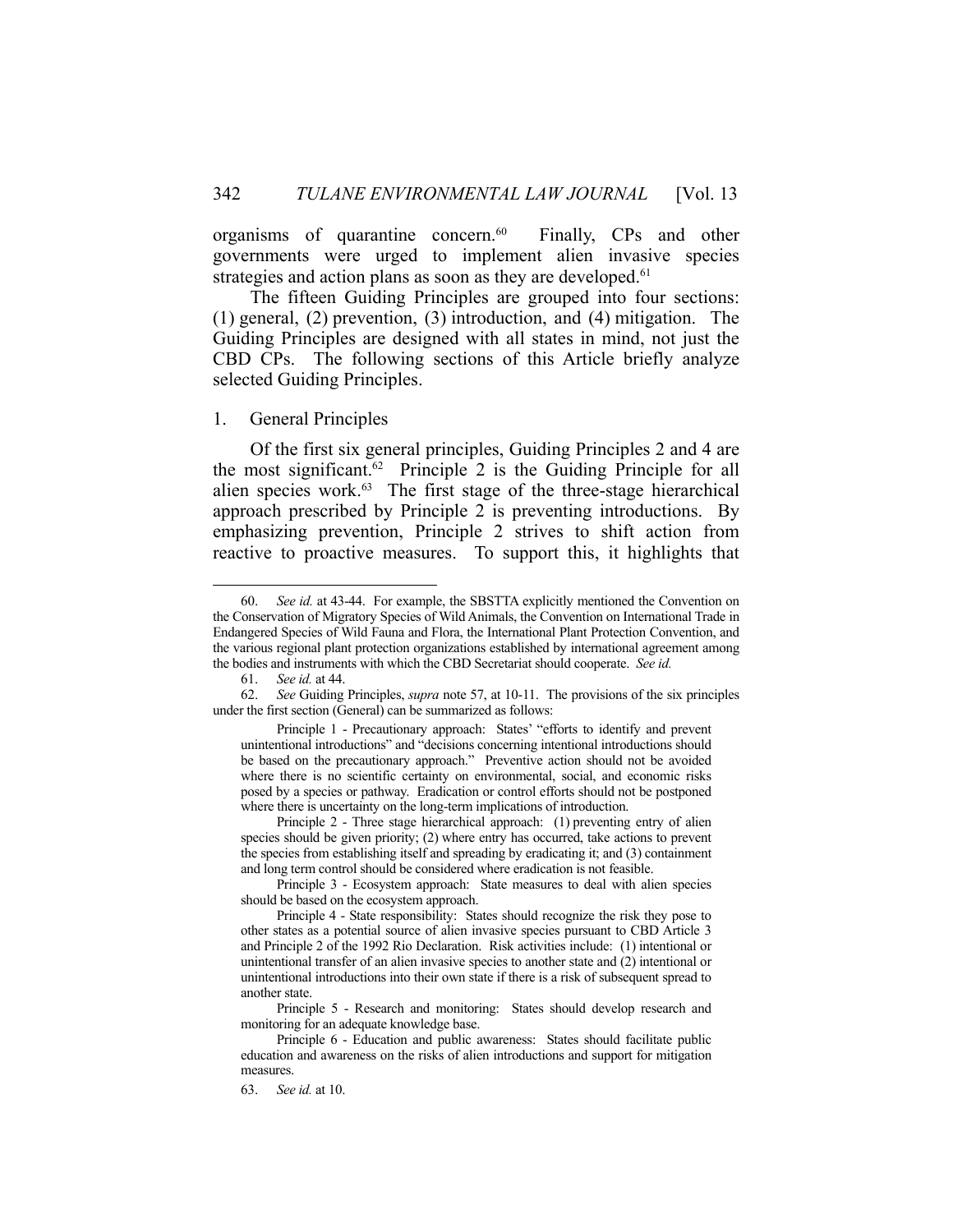organisms of quarantine concern.[60] Finally, CPs and other governments were urged to implement alien invasive species strategies and action plans as soon as they are developed.[61]

The fifteen Guiding Principles are grouped into four sections: (1) general, (2) prevention, (3) introduction, and (4) mitigation. The Guiding Principles are designed with all states in mind, not just the CBD CPs. The following sections of this Article briefly analyze selected Guiding Principles.

### 1. General Principles

Of the first six general principles, Guiding Principles 2 and 4 are the most significant.[62] Principle 2 is the Guiding Principle for all alien species work.[63] The first stage of the three-stage hierarchical approach prescribed by Principle 2 is preventing introductions. By emphasizing prevention, Principle 2 strives to shift action from reactive to proactive measures. To support this, it highlights that

---

60. *See id.* at 43-44. For example, the SBSTTA explicitly mentioned the Convention on the Conservation of Migratory Species of Wild Animals, the Convention on International Trade in Endangered Species of Wild Fauna and Flora, the International Plant Protection Convention, and the various regional plant protection organizations established by international agreement among the bodies and instruments with which the CBD Secretariat should cooperate. *See id.*

61. *See id.* at 44.

62. *See* Guiding Principles, *supra* note 57, at 10-11. The provisions of the six principles under the first section (General) can be summarized as follows:

> Principle 1 - Precautionary approach: States' "efforts to identify and prevent unintentional introductions" and "decisions concerning intentional introductions should be based on the precautionary approach." Preventive action should not be avoided where there is no scientific certainty on environmental, social, and economic risks posed by a species or pathway. Eradication or control efforts should not be postponed where there is uncertainty on the long-term implications of introduction.
>
> Principle 2 - Three stage hierarchical approach: (1) preventing entry of alien species should be given priority; (2) where entry has occurred, take actions to prevent the species from establishing itself and spreading by eradicating it; and (3) containment and long term control should be considered where eradication is not feasible.
>
> Principle 3 - Ecosystem approach: State measures to deal with alien species should be based on the ecosystem approach.
>
> Principle 4 - State responsibility: States should recognize the risk they pose to other states as a potential source of alien invasive species pursuant to CBD Article 3 and Principle 2 of the 1992 Rio Declaration. Risk activities include: (1) intentional or unintentional transfer of an alien invasive species to another state and (2) intentional or unintentional introductions into their own state if there is a risk of subsequent spread to another state.
>
> Principle 5 - Research and monitoring: States should develop research and monitoring for an adequate knowledge base.
>
> Principle 6 - Education and public awareness: States should facilitate public education and awareness on the risks of alien introductions and support for mitigation measures.

63. *See id.* at 10.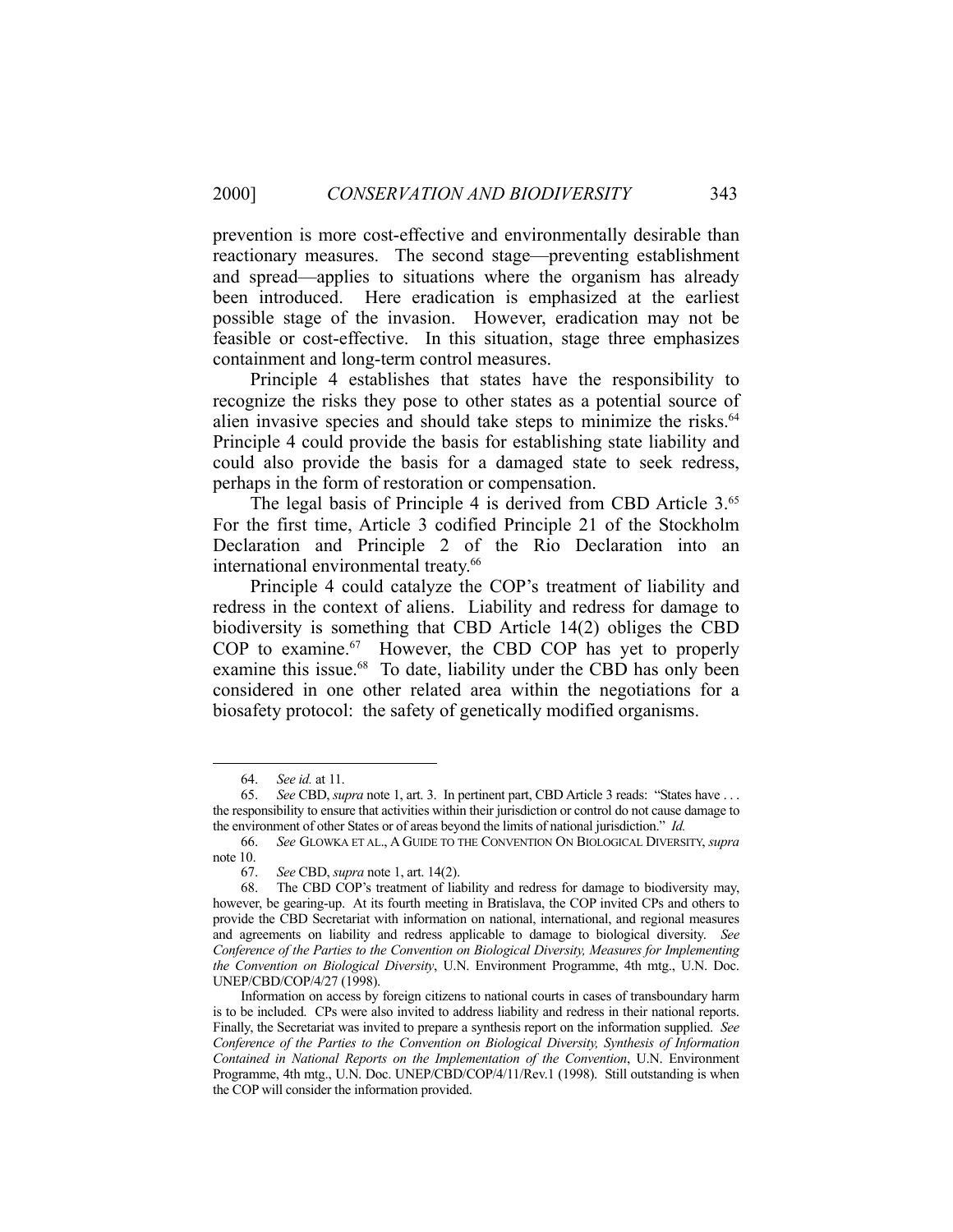prevention is more cost-effective and environmentally desirable than reactionary measures. The second stage—preventing establishment and spread—applies to situations where the organism has already been introduced. Here eradication is emphasized at the earliest possible stage of the invasion. However, eradication may not be feasible or cost-effective. In this situation, stage three emphasizes containment and long-term control measures.

Principle 4 establishes that states have the responsibility to recognize the risks they pose to other states as a potential source of alien invasive species and should take steps to minimize the risks.[64] Principle 4 could provide the basis for establishing state liability and could also provide the basis for a damaged state to seek redress, perhaps in the form of restoration or compensation.

The legal basis of Principle 4 is derived from CBD Article 3.[65] For the first time, Article 3 codified Principle 21 of the Stockholm Declaration and Principle 2 of the Rio Declaration into an international environmental treaty.[66]

Principle 4 could catalyze the COP's treatment of liability and redress in the context of aliens. Liability and redress for damage to biodiversity is something that CBD Article 14(2) obliges the CBD COP to examine.[67] However, the CBD COP has yet to properly examine this issue.[68] To date, liability under the CBD has only been considered in one other related area within the negotiations for a biosafety protocol: the safety of genetically modified organisms.

---

64. *See id.* at 11.

65. *See* CBD, *supra* note 1, art. 3. In pertinent part, CBD Article 3 reads: "States have . . . the responsibility to ensure that activities within their jurisdiction or control do not cause damage to the environment of other States or of areas beyond the limits of national jurisdiction." *Id.*

66. *See* GLOWKA ET AL., A GUIDE TO THE CONVENTION ON BIOLOGICAL DIVERSITY, *supra* note 10.

67. *See* CBD, *supra* note 1, art. 14(2).

68. The CBD COP's treatment of liability and redress for damage to biodiversity may, however, be gearing-up. At its fourth meeting in Bratislava, the COP invited CPs and others to provide the CBD Secretariat with information on national, international, and regional measures and agreements on liability and redress applicable to damage to biological diversity. *See Conference of the Parties to the Convention on Biological Diversity, Measures for Implementing the Convention on Biological Diversity*, U.N. Environment Programme, 4th mtg., U.N. Doc. UNEP/CBD/COP/4/27 (1998).

Information on access by foreign citizens to national courts in cases of transboundary harm is to be included. CPs were also invited to address liability and redress in their national reports. Finally, the Secretariat was invited to prepare a synthesis report on the information supplied. *See Conference of the Parties to the Convention on Biological Diversity, Synthesis of Information Contained in National Reports on the Implementation of the Convention*, U.N. Environment Programme, 4th mtg., U.N. Doc. UNEP/CBD/COP/4/11/Rev.1 (1998). Still outstanding is when the COP will consider the information provided.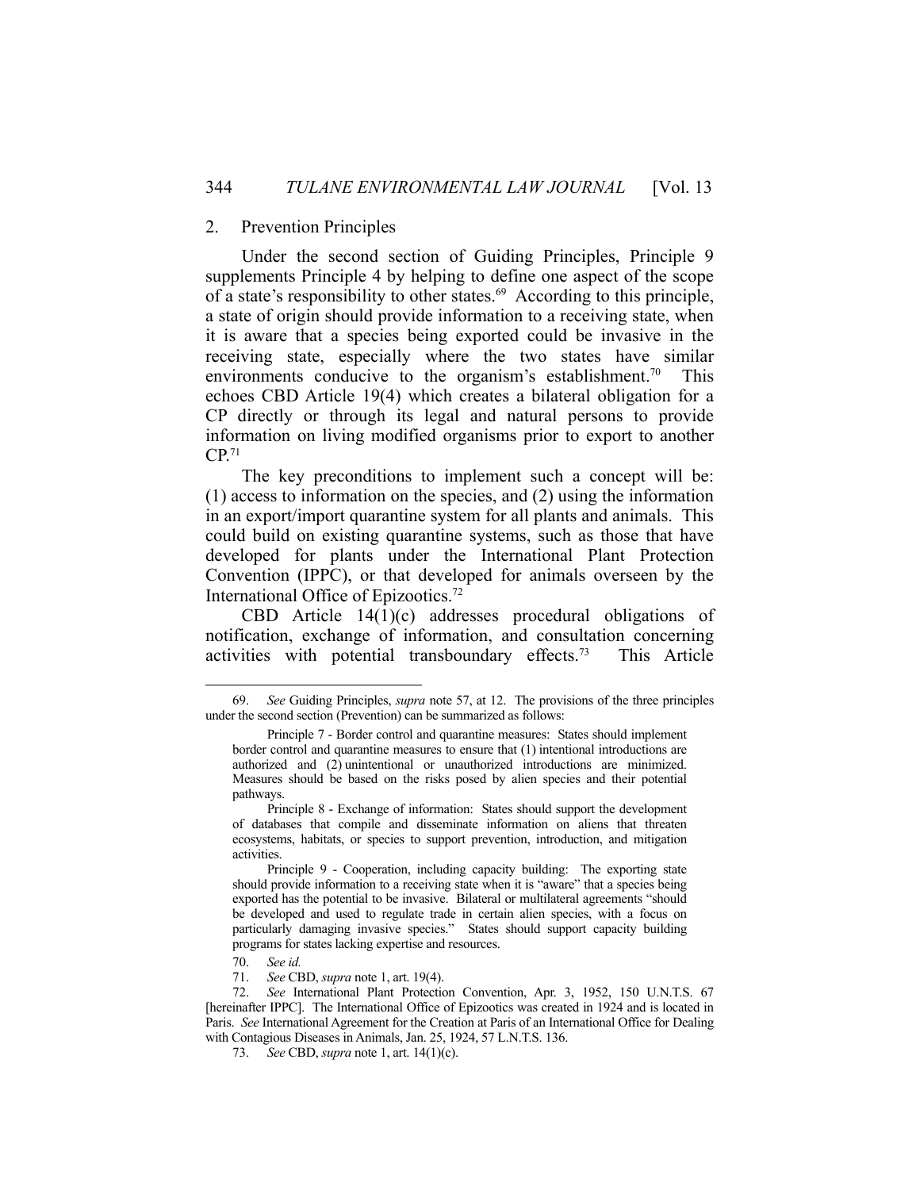### 2. Prevention Principles

Under the second section of Guiding Principles, Principle 9 supplements Principle 4 by helping to define one aspect of the scope of a state's responsibility to other states.[69] According to this principle, a state of origin should provide information to a receiving state, when it is aware that a species being exported could be invasive in the receiving state, especially where the two states have similar environments conducive to the organism's establishment.[70] This echoes CBD Article 19(4) which creates a bilateral obligation for a CP directly or through its legal and natural persons to provide information on living modified organisms prior to export to another CP.[71]

The key preconditions to implement such a concept will be: (1) access to information on the species, and (2) using the information in an export/import quarantine system for all plants and animals. This could build on existing quarantine systems, such as those that have developed for plants under the International Plant Protection Convention (IPPC), or that developed for animals overseen by the International Office of Epizootics.[72]

CBD Article 14(1)(c) addresses procedural obligations of notification, exchange of information, and consultation concerning activities with potential transboundary effects.[73] This Article

---

69. *See* Guiding Principles, *supra* note 57, at 12. The provisions of the three principles under the second section (Prevention) can be summarized as follows:

> Principle 7 - Border control and quarantine measures: States should implement border control and quarantine measures to ensure that (1) intentional introductions are authorized and (2) unintentional or unauthorized introductions are minimized. Measures should be based on the risks posed by alien species and their potential pathways.
>
> Principle 8 - Exchange of information: States should support the development of databases that compile and disseminate information on aliens that threaten ecosystems, habitats, or species to support prevention, introduction, and mitigation activities.
>
> Principle 9 - Cooperation, including capacity building: The exporting state should provide information to a receiving state when it is "aware" that a species being exported has the potential to be invasive. Bilateral or multilateral agreements "should be developed and used to regulate trade in certain alien species, with a focus on particularly damaging invasive species." States should support capacity building programs for states lacking expertise and resources.

70. *See id.*

71. *See* CBD, *supra* note 1, art. 19(4).

72. *See* International Plant Protection Convention, Apr. 3, 1952, 150 U.N.T.S. 67 [hereinafter IPPC]. The International Office of Epizootics was created in 1924 and is located in Paris. *See* International Agreement for the Creation at Paris of an International Office for Dealing with Contagious Diseases in Animals, Jan. 25, 1924, 57 L.N.T.S. 136.

73. *See* CBD, *supra* note 1, art. 14(1)(c).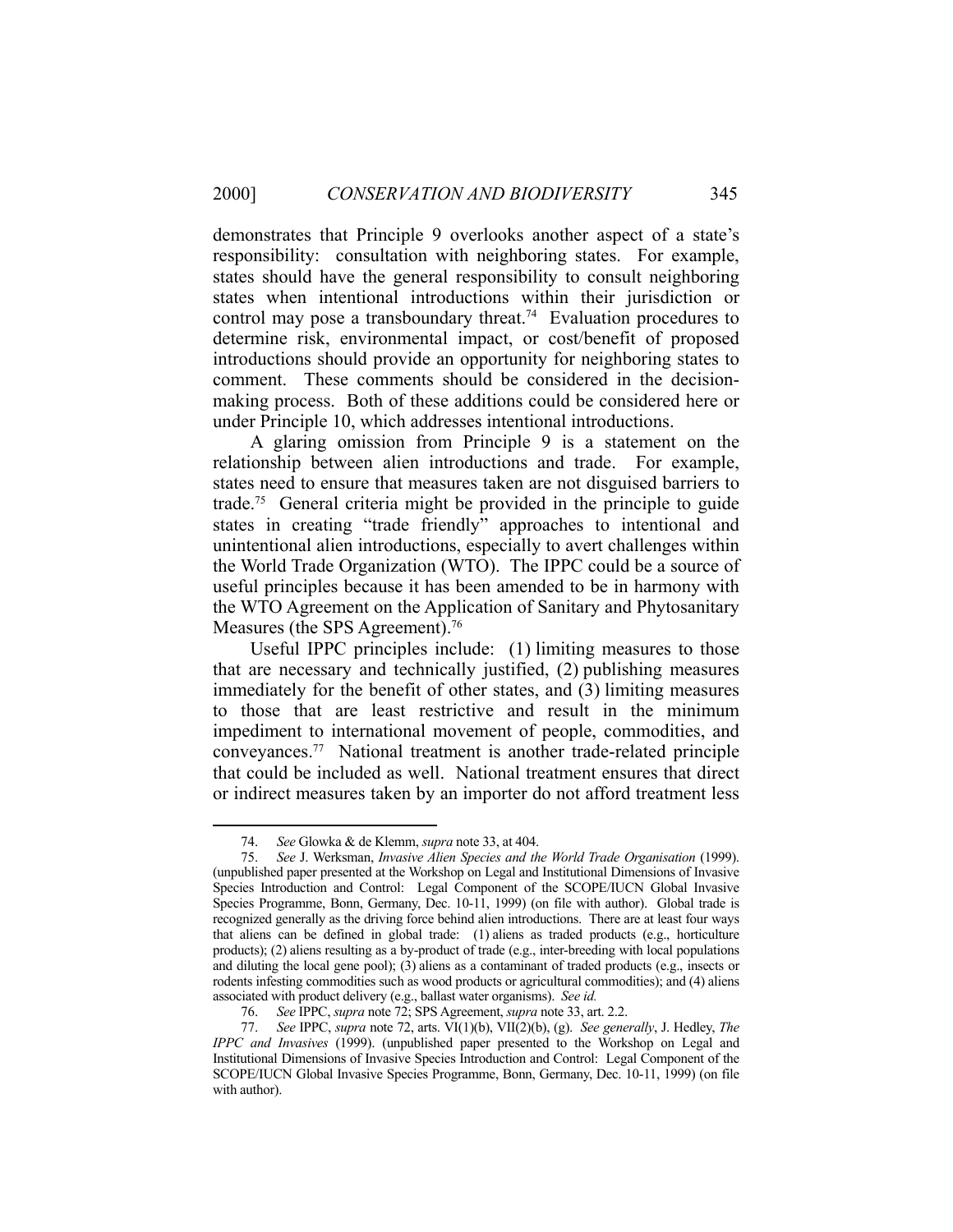demonstrates that Principle 9 overlooks another aspect of a state's responsibility: consultation with neighboring states. For example, states should have the general responsibility to consult neighboring states when intentional introductions within their jurisdiction or control may pose a transboundary threat.[74] Evaluation procedures to determine risk, environmental impact, or cost/benefit of proposed introductions should provide an opportunity for neighboring states to comment. These comments should be considered in the decision-making process. Both of these additions could be considered here or under Principle 10, which addresses intentional introductions.

A glaring omission from Principle 9 is a statement on the relationship between alien introductions and trade. For example, states need to ensure that measures taken are not disguised barriers to trade.[75] General criteria might be provided in the principle to guide states in creating "trade friendly" approaches to intentional and unintentional alien introductions, especially to avert challenges within the World Trade Organization (WTO). The IPPC could be a source of useful principles because it has been amended to be in harmony with the WTO Agreement on the Application of Sanitary and Phytosanitary Measures (the SPS Agreement).[76]

Useful IPPC principles include: (1) limiting measures to those that are necessary and technically justified, (2) publishing measures immediately for the benefit of other states, and (3) limiting measures to those that are least restrictive and result in the minimum impediment to international movement of people, commodities, and conveyances.[77] National treatment is another trade-related principle that could be included as well. National treatment ensures that direct or indirect measures taken by an importer do not afford treatment less

---

74. *See* Glowka & de Klemm, *supra* note 33, at 404.

75. *See* J. Werksman, *Invasive Alien Species and the World Trade Organisation* (1999). (unpublished paper presented at the Workshop on Legal and Institutional Dimensions of Invasive Species Introduction and Control: Legal Component of the SCOPE/IUCN Global Invasive Species Programme, Bonn, Germany, Dec. 10-11, 1999) (on file with author). Global trade is recognized generally as the driving force behind alien introductions. There are at least four ways that aliens can be defined in global trade: (1) aliens as traded products (e.g., horticulture products); (2) aliens resulting as a by-product of trade (e.g., inter-breeding with local populations and diluting the local gene pool); (3) aliens as a contaminant of traded products (e.g., insects or rodents infesting commodities such as wood products or agricultural commodities); and (4) aliens associated with product delivery (e.g., ballast water organisms). *See id.*

76. *See* IPPC, *supra* note 72; SPS Agreement, *supra* note 33, art. 2.2.

77. *See* IPPC, *supra* note 72, arts. VI(1)(b), VII(2)(b), (g). *See generally*, J. Hedley, *The IPPC and Invasives* (1999). (unpublished paper presented to the Workshop on Legal and Institutional Dimensions of Invasive Species Introduction and Control: Legal Component of the SCOPE/IUCN Global Invasive Species Programme, Bonn, Germany, Dec. 10-11, 1999) (on file with author).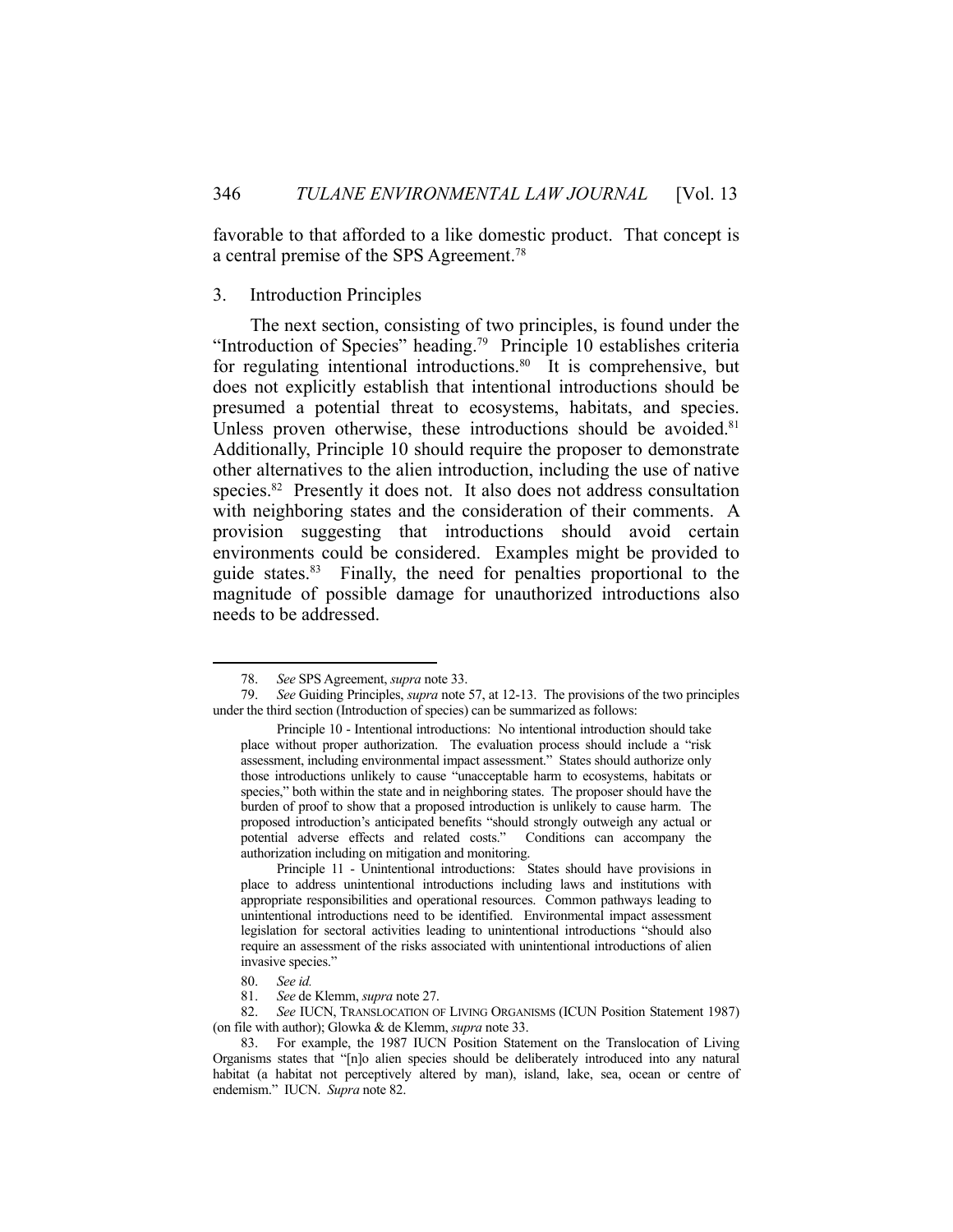favorable to that afforded to a like domestic product. That concept is a central premise of the SPS Agreement.[78]

### 3. Introduction Principles

The next section, consisting of two principles, is found under the "Introduction of Species" heading.[79] Principle 10 establishes criteria for regulating intentional introductions.[80] It is comprehensive, but does not explicitly establish that intentional introductions should be presumed a potential threat to ecosystems, habitats, and species. Unless proven otherwise, these introductions should be avoided.[81] Additionally, Principle 10 should require the proposer to demonstrate other alternatives to the alien introduction, including the use of native species.[82] Presently it does not. It also does not address consultation with neighboring states and the consideration of their comments. A provision suggesting that introductions should avoid certain environments could be considered. Examples might be provided to guide states.[83] Finally, the need for penalties proportional to the magnitude of possible damage for unauthorized introductions also needs to be addressed.

---

78. *See* SPS Agreement, *supra* note 33.

79. *See* Guiding Principles, *supra* note 57, at 12-13. The provisions of the two principles under the third section (Introduction of species) can be summarized as follows:

> Principle 10 - Intentional introductions: No intentional introduction should take place without proper authorization. The evaluation process should include a "risk assessment, including environmental impact assessment." States should authorize only those introductions unlikely to cause "unacceptable harm to ecosystems, habitats or species," both within the state and in neighboring states. The proposer should have the burden of proof to show that a proposed introduction is unlikely to cause harm. The proposed introduction's anticipated benefits "should strongly outweigh any actual or potential adverse effects and related costs." Conditions can accompany the authorization including on mitigation and monitoring.
>
> Principle 11 - Unintentional introductions: States should have provisions in place to address unintentional introductions including laws and institutions with appropriate responsibilities and operational resources. Common pathways leading to unintentional introductions need to be identified. Environmental impact assessment legislation for sectoral activities leading to unintentional introductions "should also require an assessment of the risks associated with unintentional introductions of alien invasive species."

80. *See id.*

81. *See* de Klemm, *supra* note 27.

82. *See* IUCN, TRANSLOCATION OF LIVING ORGANISMS (ICUN Position Statement 1987) (on file with author); Glowka & de Klemm, *supra* note 33.

83. For example, the 1987 IUCN Position Statement on the Translocation of Living Organisms states that "[n]o alien species should be deliberately introduced into any natural habitat (a habitat not perceptively altered by man), island, lake, sea, ocean or centre of endemism." IUCN. *Supra* note 82.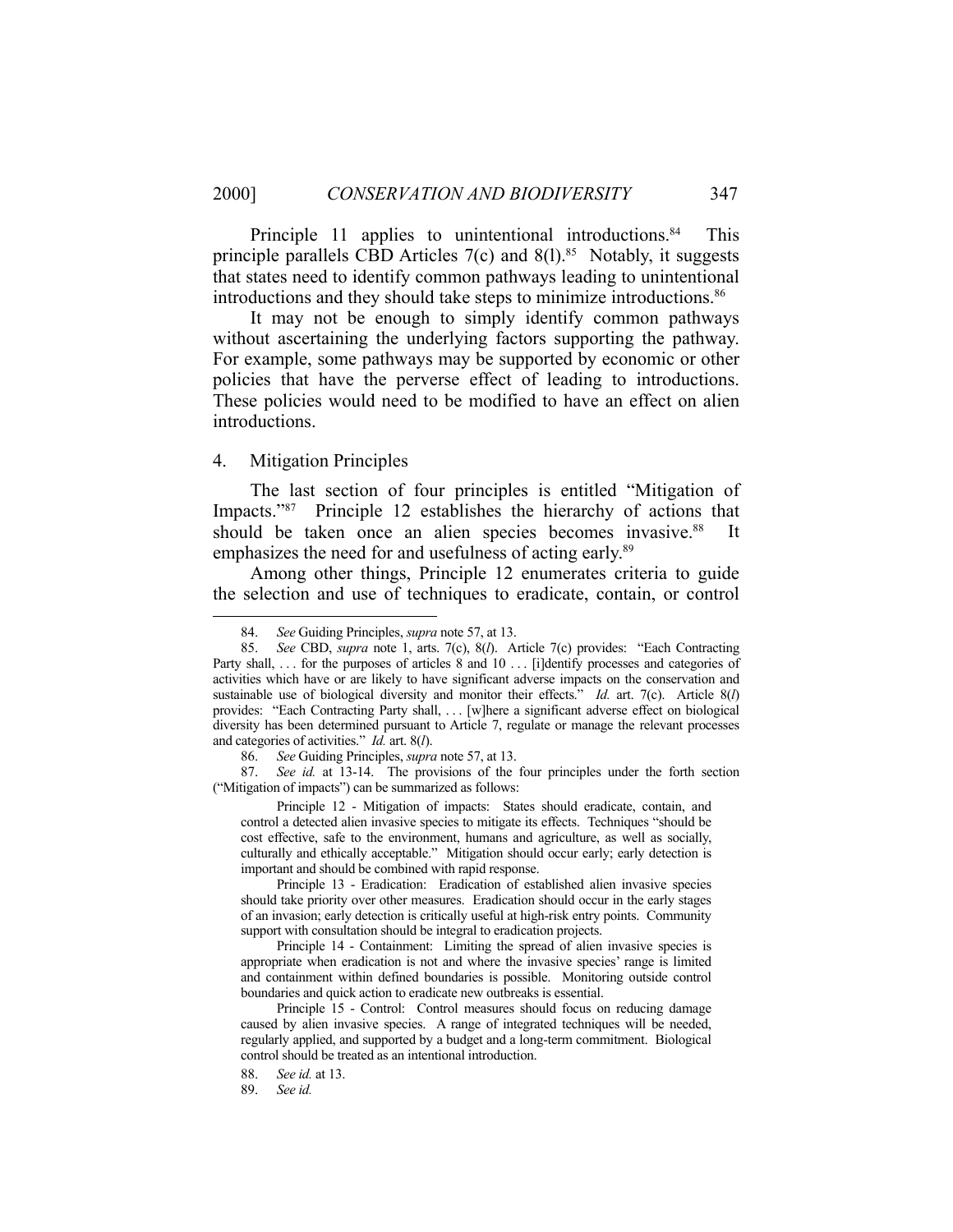Principle 11 applies to unintentional introductions.[84] This principle parallels CBD Articles 7(c) and 8(l).[85] Notably, it suggests that states need to identify common pathways leading to unintentional introductions and they should take steps to minimize introductions.[86]

It may not be enough to simply identify common pathways without ascertaining the underlying factors supporting the pathway. For example, some pathways may be supported by economic or other policies that have the perverse effect of leading to introductions. These policies would need to be modified to have an effect on alien introductions.

### 4. Mitigation Principles

The last section of four principles is entitled "Mitigation of Impacts."[87] Principle 12 establishes the hierarchy of actions that should be taken once an alien species becomes invasive.[88] It emphasizes the need for and usefulness of acting early.[89]

Among other things, Principle 12 enumerates criteria to guide the selection and use of techniques to eradicate, contain, or control

---

84. *See* Guiding Principles, *supra* note 57, at 13.

85. *See* CBD, *supra* note 1, arts. 7(c), 8(*l*). Article 7(c) provides: "Each Contracting Party shall, . . . for the purposes of articles 8 and 10 . . . [i]dentify processes and categories of activities which have or are likely to have significant adverse impacts on the conservation and sustainable use of biological diversity and monitor their effects." *Id.* art. 7(c). Article 8(*l*) provides: "Each Contracting Party shall, . . . [w]here a significant adverse effect on biological diversity has been determined pursuant to Article 7, regulate or manage the relevant processes and categories of activities." *Id.* art. 8(*l*).

86. *See* Guiding Principles, *supra* note 57, at 13.

87. *See id.* at 13-14. The provisions of the four principles under the forth section ("Mitigation of impacts") can be summarized as follows:

> Principle 12 - Mitigation of impacts: States should eradicate, contain, and control a detected alien invasive species to mitigate its effects. Techniques "should be cost effective, safe to the environment, humans and agriculture, as well as socially, culturally and ethically acceptable." Mitigation should occur early; early detection is important and should be combined with rapid response.
>
> Principle 13 - Eradication: Eradication of established alien invasive species should take priority over other measures. Eradication should occur in the early stages of an invasion; early detection is critically useful at high-risk entry points. Community support with consultation should be integral to eradication projects.
>
> Principle 14 - Containment: Limiting the spread of alien invasive species is appropriate when eradication is not and where the invasive species' range is limited and containment within defined boundaries is possible. Monitoring outside control boundaries and quick action to eradicate new outbreaks is essential.
>
> Principle 15 - Control: Control measures should focus on reducing damage caused by alien invasive species. A range of integrated techniques will be needed, regularly applied, and supported by a budget and a long-term commitment. Biological control should be treated as an intentional introduction.

88. *See id.* at 13.

89. *See id.*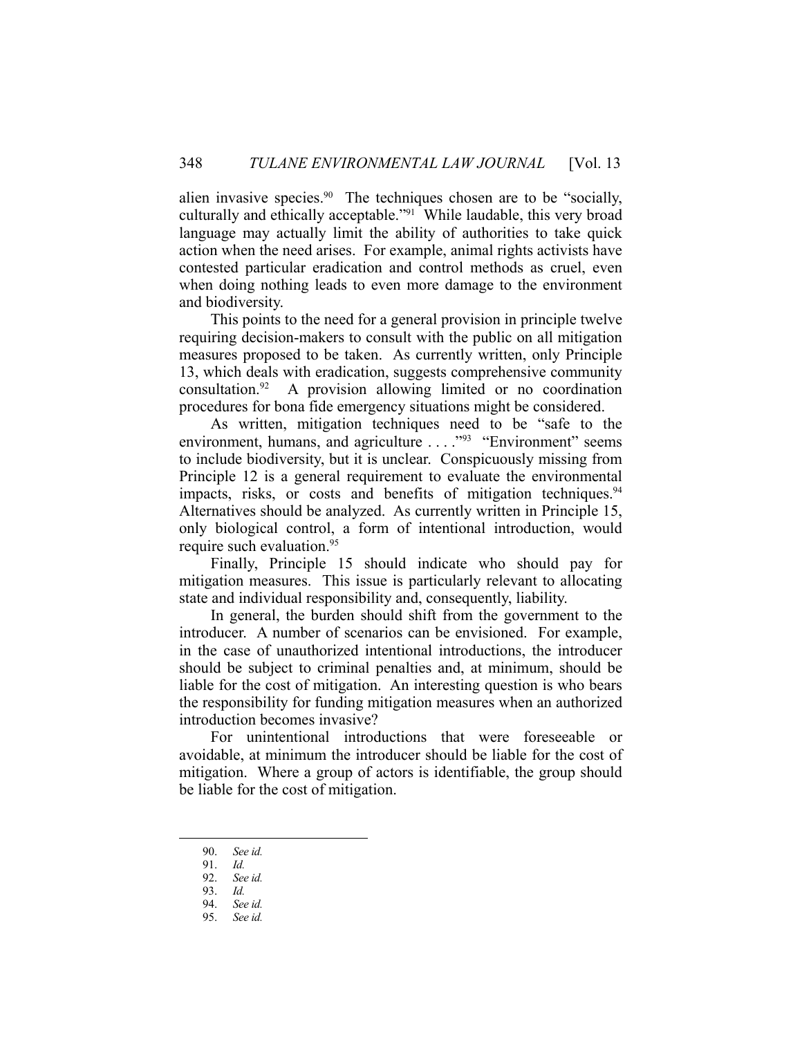alien invasive species.[90] The techniques chosen are to be "socially, culturally and ethically acceptable."[91] While laudable, this very broad language may actually limit the ability of authorities to take quick action when the need arises. For example, animal rights activists have contested particular eradication and control methods as cruel, even when doing nothing leads to even more damage to the environment and biodiversity.

This points to the need for a general provision in principle twelve requiring decision-makers to consult with the public on all mitigation measures proposed to be taken. As currently written, only Principle 13, which deals with eradication, suggests comprehensive community consultation.[92] A provision allowing limited or no coordination procedures for bona fide emergency situations might be considered.

As written, mitigation techniques need to be "safe to the environment, humans, and agriculture . . . ."[93] "Environment" seems to include biodiversity, but it is unclear. Conspicuously missing from Principle 12 is a general requirement to evaluate the environmental impacts, risks, or costs and benefits of mitigation techniques.[94] Alternatives should be analyzed. As currently written in Principle 15, only biological control, a form of intentional introduction, would require such evaluation.[95]

Finally, Principle 15 should indicate who should pay for mitigation measures. This issue is particularly relevant to allocating state and individual responsibility and, consequently, liability.

In general, the burden should shift from the government to the introducer. A number of scenarios can be envisioned. For example, in the case of unauthorized intentional introductions, the introducer should be subject to criminal penalties and, at minimum, should be liable for the cost of mitigation. An interesting question is who bears the responsibility for funding mitigation measures when an authorized introduction becomes invasive?

For unintentional introductions that were foreseeable or avoidable, at minimum the introducer should be liable for the cost of mitigation. Where a group of actors is identifiable, the group should be liable for the cost of mitigation.

---

90. *See id.*
91. *Id.*
92. *See id.*
93. *Id.*
94. *See id.*
95. *See id.*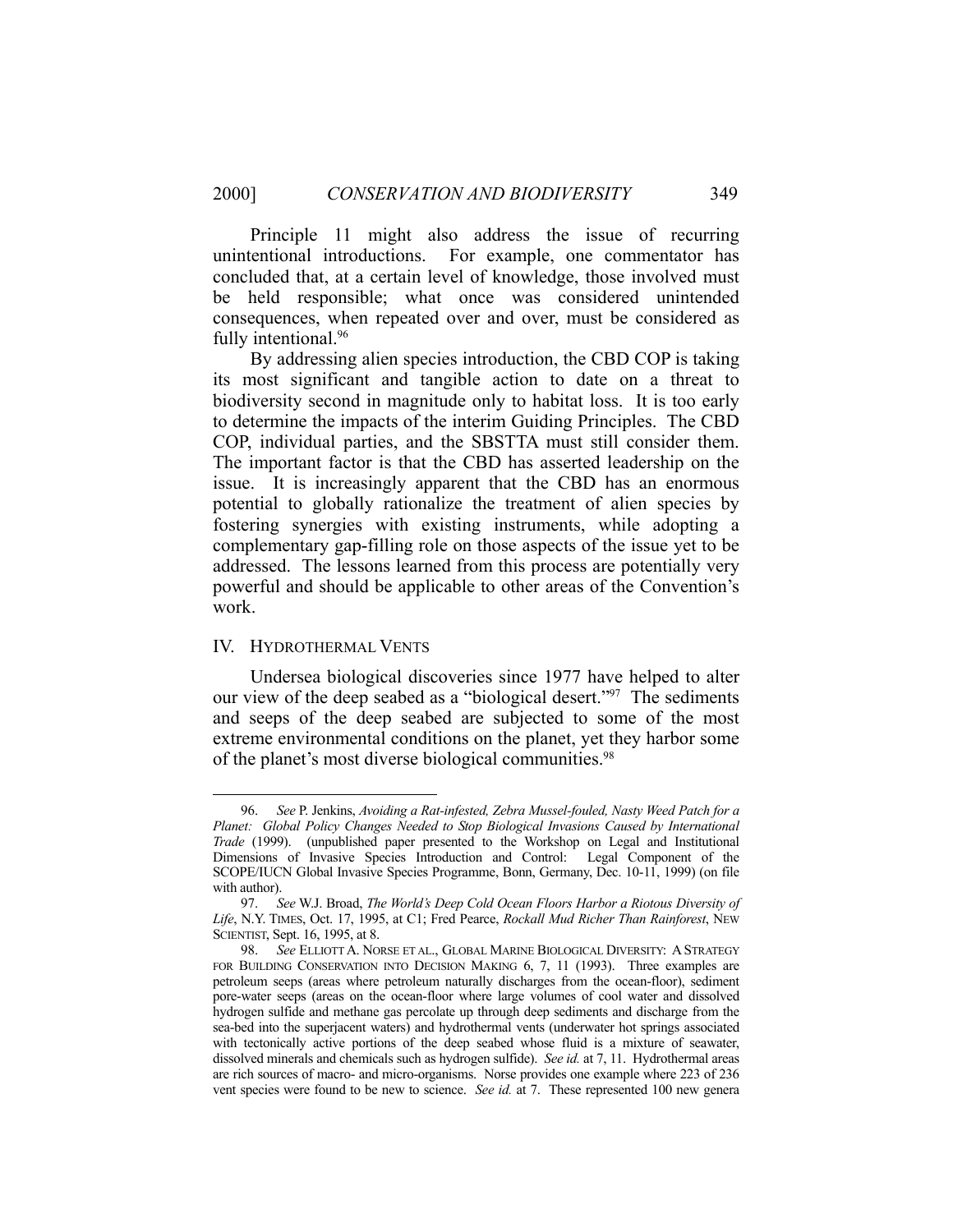Principle 11 might also address the issue of recurring unintentional introductions. For example, one commentator has concluded that, at a certain level of knowledge, those involved must be held responsible; what once was considered unintended consequences, when repeated over and over, must be considered as fully intentional.[96]

By addressing alien species introduction, the CBD COP is taking its most significant and tangible action to date on a threat to biodiversity second in magnitude only to habitat loss. It is too early to determine the impacts of the interim Guiding Principles. The CBD COP, individual parties, and the SBSTTA must still consider them. The important factor is that the CBD has asserted leadership on the issue. It is increasingly apparent that the CBD has an enormous potential to globally rationalize the treatment of alien species by fostering synergies with existing instruments, while adopting a complementary gap-filling role on those aspects of the issue yet to be addressed. The lessons learned from this process are potentially very powerful and should be applicable to other areas of the Convention's work.

## IV. HYDROTHERMAL VENTS

Undersea biological discoveries since 1977 have helped to alter our view of the deep seabed as a "biological desert."[97] The sediments and seeps of the deep seabed are subjected to some of the most extreme environmental conditions on the planet, yet they harbor some of the planet's most diverse biological communities.[98]

---

96. *See* P. Jenkins, *Avoiding a Rat-infested, Zebra Mussel-fouled, Nasty Weed Patch for a Planet: Global Policy Changes Needed to Stop Biological Invasions Caused by International Trade* (1999). (unpublished paper presented to the Workshop on Legal and Institutional Dimensions of Invasive Species Introduction and Control: Legal Component of the SCOPE/IUCN Global Invasive Species Programme, Bonn, Germany, Dec. 10-11, 1999) (on file with author).

97. *See* W.J. Broad, *The World's Deep Cold Ocean Floors Harbor a Riotous Diversity of Life*, N.Y. TIMES, Oct. 17, 1995, at C1; Fred Pearce, *Rockall Mud Richer Than Rainforest*, NEW SCIENTIST, Sept. 16, 1995, at 8.

98. *See* ELLIOTT A. NORSE ET AL., GLOBAL MARINE BIOLOGICAL DIVERSITY: A STRATEGY FOR BUILDING CONSERVATION INTO DECISION MAKING 6, 7, 11 (1993). Three examples are petroleum seeps (areas where petroleum naturally discharges from the ocean-floor), sediment pore-water seeps (areas on the ocean-floor where large volumes of cool water and dissolved hydrogen sulfide and methane gas percolate up through deep sediments and discharge from the sea-bed into the superjacent waters) and hydrothermal vents (underwater hot springs associated with tectonically active portions of the deep seabed whose fluid is a mixture of seawater, dissolved minerals and chemicals such as hydrogen sulfide). *See id.* at 7, 11. Hydrothermal areas are rich sources of macro- and micro-organisms. Norse provides one example where 223 of 236 vent species were found to be new to science. *See id.* at 7. These represented 100 new genera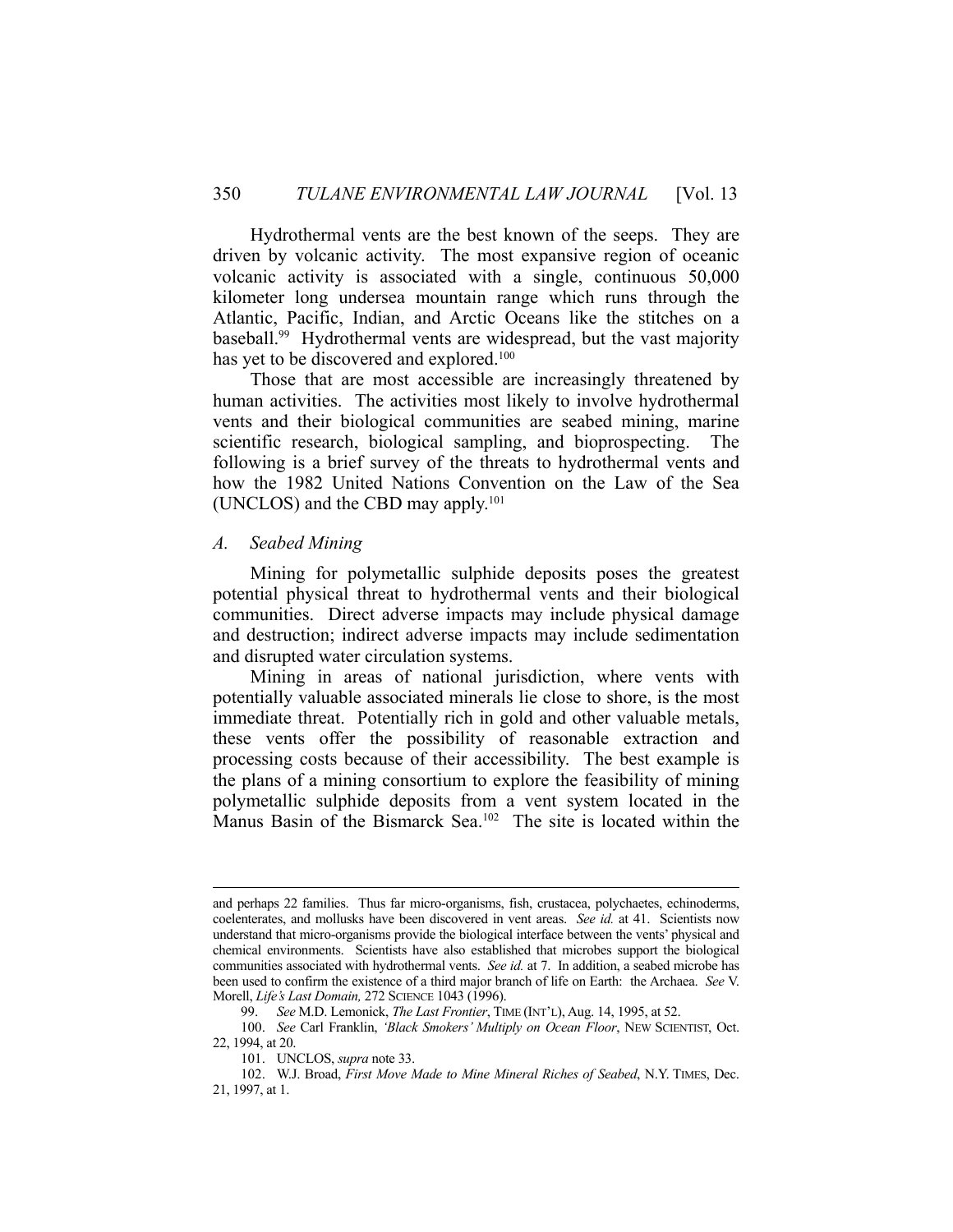Hydrothermal vents are the best known of the seeps. They are driven by volcanic activity. The most expansive region of oceanic volcanic activity is associated with a single, continuous 50,000 kilometer long undersea mountain range which runs through the Atlantic, Pacific, Indian, and Arctic Oceans like the stitches on a baseball.[99] Hydrothermal vents are widespread, but the vast majority has yet to be discovered and explored.[100]

Those that are most accessible are increasingly threatened by human activities. The activities most likely to involve hydrothermal vents and their biological communities are seabed mining, marine scientific research, biological sampling, and bioprospecting. The following is a brief survey of the threats to hydrothermal vents and how the 1982 United Nations Convention on the Law of the Sea (UNCLOS) and the CBD may apply.[101]

### *A. Seabed Mining*

Mining for polymetallic sulphide deposits poses the greatest potential physical threat to hydrothermal vents and their biological communities. Direct adverse impacts may include physical damage and destruction; indirect adverse impacts may include sedimentation and disrupted water circulation systems.

Mining in areas of national jurisdiction, where vents with potentially valuable associated minerals lie close to shore, is the most immediate threat. Potentially rich in gold and other valuable metals, these vents offer the possibility of reasonable extraction and processing costs because of their accessibility. The best example is the plans of a mining consortium to explore the feasibility of mining polymetallic sulphide deposits from a vent system located in the Manus Basin of the Bismarck Sea.[102] The site is located within the

---

and perhaps 22 families. Thus far micro-organisms, fish, crustacea, polychaetes, echinoderms, coelenterates, and mollusks have been discovered in vent areas. *See id.* at 41. Scientists now understand that micro-organisms provide the biological interface between the vents' physical and chemical environments. Scientists have also established that microbes support the biological communities associated with hydrothermal vents. *See id.* at 7. In addition, a seabed microbe has been used to confirm the existence of a third major branch of life on Earth: the Archaea. *See* V. Morell, *Life's Last Domain,* 272 SCIENCE 1043 (1996).

99. *See* M.D. Lemonick, *The Last Frontier*, TIME (INT'L), Aug. 14, 1995, at 52.

100. *See* Carl Franklin, *'Black Smokers' Multiply on Ocean Floor*, NEW SCIENTIST, Oct. 22, 1994, at 20.

101. UNCLOS, *supra* note 33.

102. W.J. Broad, *First Move Made to Mine Mineral Riches of Seabed*, N.Y. TIMES, Dec. 21, 1997, at 1.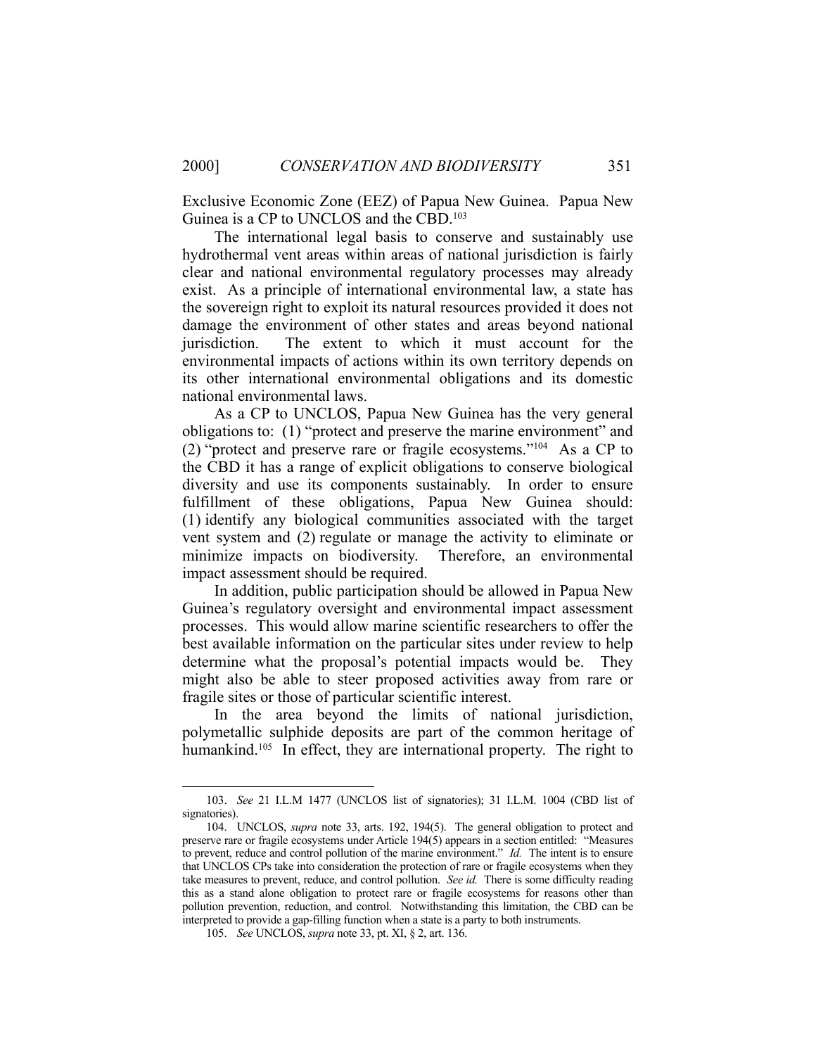Exclusive Economic Zone (EEZ) of Papua New Guinea. Papua New Guinea is a CP to UNCLOS and the CBD.[103]

The international legal basis to conserve and sustainably use hydrothermal vent areas within areas of national jurisdiction is fairly clear and national environmental regulatory processes may already exist. As a principle of international environmental law, a state has the sovereign right to exploit its natural resources provided it does not damage the environment of other states and areas beyond national jurisdiction. The extent to which it must account for the environmental impacts of actions within its own territory depends on its other international environmental obligations and its domestic national environmental laws.

As a CP to UNCLOS, Papua New Guinea has the very general obligations to: (1) "protect and preserve the marine environment" and (2) "protect and preserve rare or fragile ecosystems."[104] As a CP to the CBD it has a range of explicit obligations to conserve biological diversity and use its components sustainably. In order to ensure fulfillment of these obligations, Papua New Guinea should: (1) identify any biological communities associated with the target vent system and (2) regulate or manage the activity to eliminate or minimize impacts on biodiversity. Therefore, an environmental impact assessment should be required.

In addition, public participation should be allowed in Papua New Guinea's regulatory oversight and environmental impact assessment processes. This would allow marine scientific researchers to offer the best available information on the particular sites under review to help determine what the proposal's potential impacts would be. They might also be able to steer proposed activities away from rare or fragile sites or those of particular scientific interest.

In the area beyond the limits of national jurisdiction, polymetallic sulphide deposits are part of the common heritage of humankind.[105] In effect, they are international property. The right to

---

103. *See* 21 I.L.M 1477 (UNCLOS list of signatories); 31 I.L.M. 1004 (CBD list of signatories).

104. UNCLOS, *supra* note 33, arts. 192, 194(5). The general obligation to protect and preserve rare or fragile ecosystems under Article 194(5) appears in a section entitled: "Measures to prevent, reduce and control pollution of the marine environment." *Id.* The intent is to ensure that UNCLOS CPs take into consideration the protection of rare or fragile ecosystems when they take measures to prevent, reduce, and control pollution. *See id.* There is some difficulty reading this as a stand alone obligation to protect rare or fragile ecosystems for reasons other than pollution prevention, reduction, and control. Notwithstanding this limitation, the CBD can be interpreted to provide a gap-filling function when a state is a party to both instruments.

105. *See* UNCLOS, *supra* note 33, pt. XI, § 2, art. 136.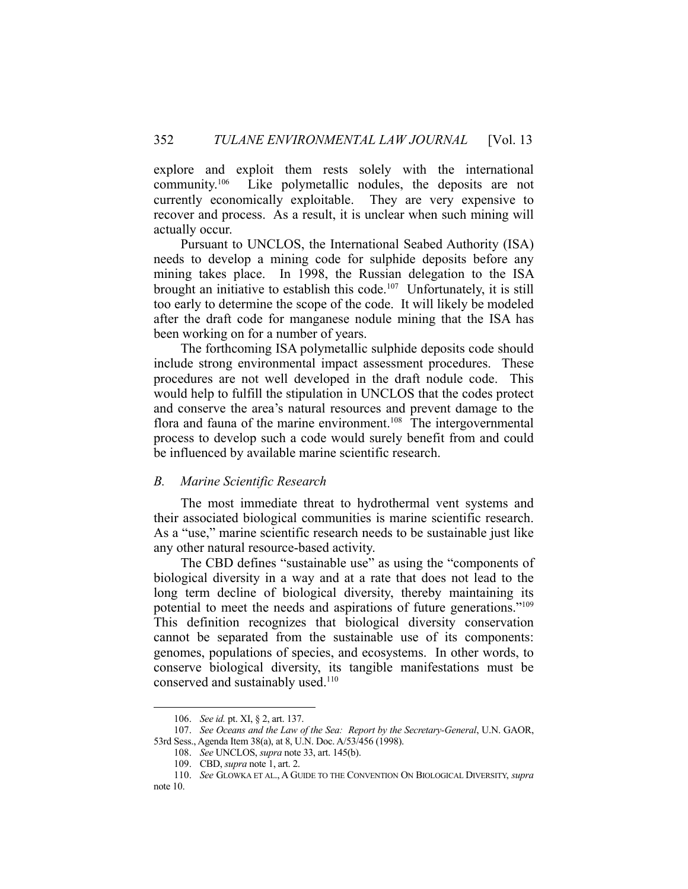explore and exploit them rests solely with the international community.[106] Like polymetallic nodules, the deposits are not currently economically exploitable. They are very expensive to recover and process. As a result, it is unclear when such mining will actually occur.

Pursuant to UNCLOS, the International Seabed Authority (ISA) needs to develop a mining code for sulphide deposits before any mining takes place. In 1998, the Russian delegation to the ISA brought an initiative to establish this code.[107] Unfortunately, it is still too early to determine the scope of the code. It will likely be modeled after the draft code for manganese nodule mining that the ISA has been working on for a number of years.

The forthcoming ISA polymetallic sulphide deposits code should include strong environmental impact assessment procedures. These procedures are not well developed in the draft nodule code. This would help to fulfill the stipulation in UNCLOS that the codes protect and conserve the area's natural resources and prevent damage to the flora and fauna of the marine environment.[108] The intergovernmental process to develop such a code would surely benefit from and could be influenced by available marine scientific research.

### *B. Marine Scientific Research*

The most immediate threat to hydrothermal vent systems and their associated biological communities is marine scientific research. As a "use," marine scientific research needs to be sustainable just like any other natural resource-based activity.

The CBD defines "sustainable use" as using the "components of biological diversity in a way and at a rate that does not lead to the long term decline of biological diversity, thereby maintaining its potential to meet the needs and aspirations of future generations."[109] This definition recognizes that biological diversity conservation cannot be separated from the sustainable use of its components: genomes, populations of species, and ecosystems. In other words, to conserve biological diversity, its tangible manifestations must be conserved and sustainably used.[110]

---

106. *See id.* pt. XI, § 2, art. 137.

107. *See Oceans and the Law of the Sea: Report by the Secretary-General*, U.N. GAOR, 53rd Sess., Agenda Item 38(a), at 8, U.N. Doc. A/53/456 (1998).

108. *See* UNCLOS, *supra* note 33, art. 145(b).

109. CBD, *supra* note 1, art. 2.

110. *See* GLOWKA ET AL., A GUIDE TO THE CONVENTION ON BIOLOGICAL DIVERSITY, *supra* note 10.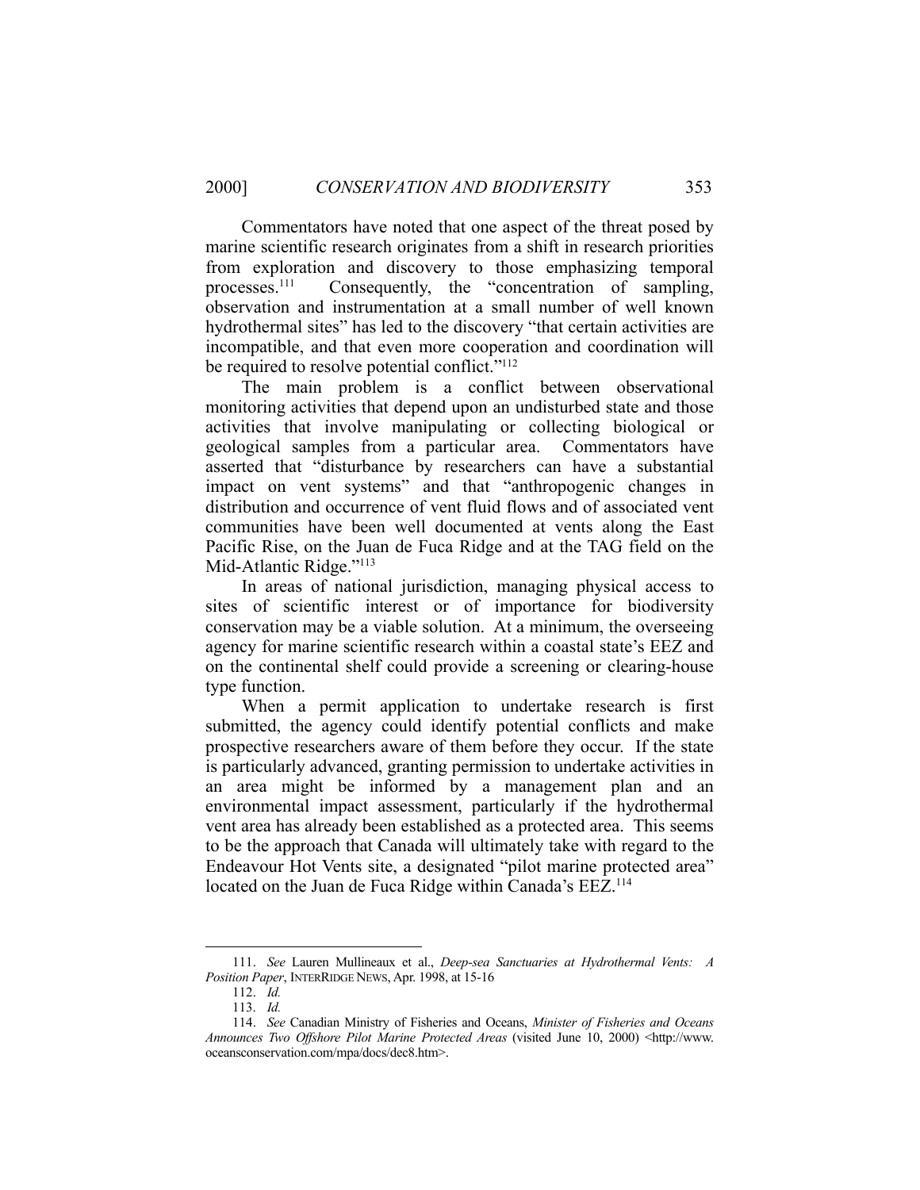Commentators have noted that one aspect of the threat posed by marine scientific research originates from a shift in research priorities from exploration and discovery to those emphasizing temporal processes.[111] Consequently, the "concentration of sampling, observation and instrumentation at a small number of well known hydrothermal sites" has led to the discovery "that certain activities are incompatible, and that even more cooperation and coordination will be required to resolve potential conflict."[112]

The main problem is a conflict between observational monitoring activities that depend upon an undisturbed state and those activities that involve manipulating or collecting biological or geological samples from a particular area. Commentators have asserted that "disturbance by researchers can have a substantial impact on vent systems" and that "anthropogenic changes in distribution and occurrence of vent fluid flows and of associated vent communities have been well documented at vents along the East Pacific Rise, on the Juan de Fuca Ridge and at the TAG field on the Mid-Atlantic Ridge."[113]

In areas of national jurisdiction, managing physical access to sites of scientific interest or of importance for biodiversity conservation may be a viable solution. At a minimum, the overseeing agency for marine scientific research within a coastal state's EEZ and on the continental shelf could provide a screening or clearing-house type function.

When a permit application to undertake research is first submitted, the agency could identify potential conflicts and make prospective researchers aware of them before they occur. If the state is particularly advanced, granting permission to undertake activities in an area might be informed by a management plan and an environmental impact assessment, particularly if the hydrothermal vent area has already been established as a protected area. This seems to be the approach that Canada will ultimately take with regard to the Endeavour Hot Vents site, a designated "pilot marine protected area" located on the Juan de Fuca Ridge within Canada's EEZ.[114]

---

111. *See* Lauren Mullineaux et al., *Deep-sea Sanctuaries at Hydrothermal Vents: A Position Paper*, INTERRIDGE NEWS, Apr. 1998, at 15-16

112. *Id.*

113. *Id.*

114. *See* Canadian Ministry of Fisheries and Oceans, *Minister of Fisheries and Oceans Announces Two Offshore Pilot Marine Protected Areas* (visited June 10, 2000) <http://www.oceansconservation.com/mpa/docs/dec8.htm>.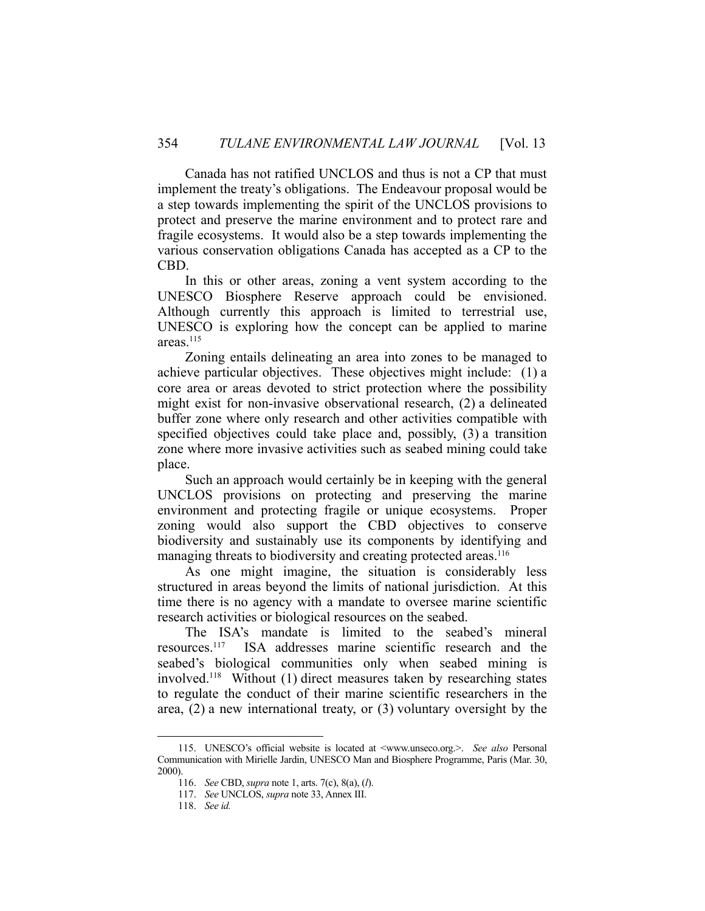Canada has not ratified UNCLOS and thus is not a CP that must implement the treaty's obligations. The Endeavour proposal would be a step towards implementing the spirit of the UNCLOS provisions to protect and preserve the marine environment and to protect rare and fragile ecosystems. It would also be a step towards implementing the various conservation obligations Canada has accepted as a CP to the CBD.

In this or other areas, zoning a vent system according to the UNESCO Biosphere Reserve approach could be envisioned. Although currently this approach is limited to terrestrial use, UNESCO is exploring how the concept can be applied to marine areas.[115]

Zoning entails delineating an area into zones to be managed to achieve particular objectives. These objectives might include: (1) a core area or areas devoted to strict protection where the possibility might exist for non-invasive observational research, (2) a delineated buffer zone where only research and other activities compatible with specified objectives could take place and, possibly, (3) a transition zone where more invasive activities such as seabed mining could take place.

Such an approach would certainly be in keeping with the general UNCLOS provisions on protecting and preserving the marine environment and protecting fragile or unique ecosystems. Proper zoning would also support the CBD objectives to conserve biodiversity and sustainably use its components by identifying and managing threats to biodiversity and creating protected areas.[116]

As one might imagine, the situation is considerably less structured in areas beyond the limits of national jurisdiction. At this time there is no agency with a mandate to oversee marine scientific research activities or biological resources on the seabed.

The ISA's mandate is limited to the seabed's mineral resources.[117] ISA addresses marine scientific research and the seabed's biological communities only when seabed mining is involved.[118] Without (1) direct measures taken by researching states to regulate the conduct of their marine scientific researchers in the area, (2) a new international treaty, or (3) voluntary oversight by the

---

115. UNESCO's official website is located at <www.unseco.org.>. *See also* Personal Communication with Mirielle Jardin, UNESCO Man and Biosphere Programme, Paris (Mar. 30, 2000).

116. *See* CBD, *supra* note 1, arts. 7(c), 8(a), (*l*).

117. *See* UNCLOS, *supra* note 33, Annex III.

118. *See id.*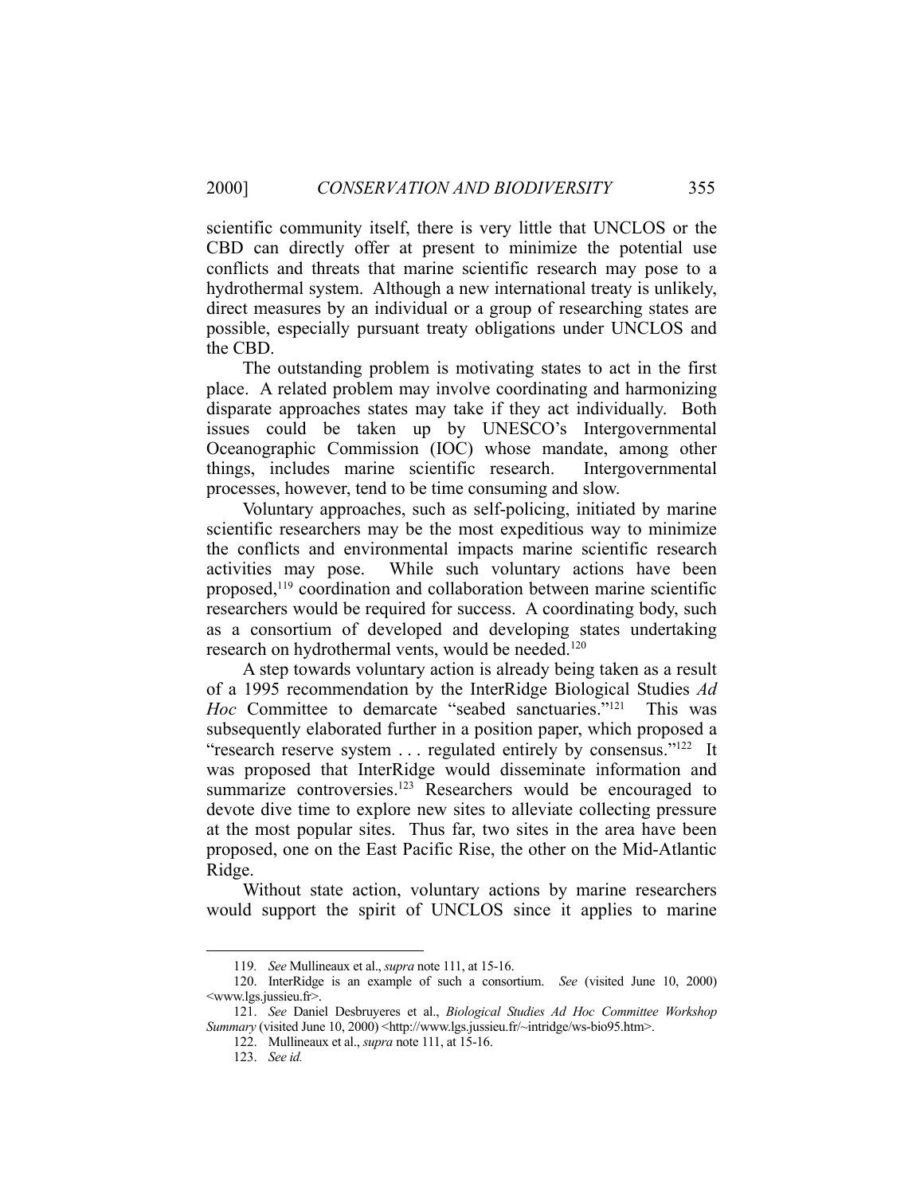scientific community itself, there is very little that UNCLOS or the CBD can directly offer at present to minimize the potential use conflicts and threats that marine scientific research may pose to a hydrothermal system. Although a new international treaty is unlikely, direct measures by an individual or a group of researching states are possible, especially pursuant treaty obligations under UNCLOS and the CBD.

The outstanding problem is motivating states to act in the first place. A related problem may involve coordinating and harmonizing disparate approaches states may take if they act individually. Both issues could be taken up by UNESCO's Intergovernmental Oceanographic Commission (IOC) whose mandate, among other things, includes marine scientific research. Intergovernmental processes, however, tend to be time consuming and slow.

Voluntary approaches, such as self-policing, initiated by marine scientific researchers may be the most expeditious way to minimize the conflicts and environmental impacts marine scientific research activities may pose. While such voluntary actions have been proposed,[119] coordination and collaboration between marine scientific researchers would be required for success. A coordinating body, such as a consortium of developed and developing states undertaking research on hydrothermal vents, would be needed.[120]

A step towards voluntary action is already being taken as a result of a 1995 recommendation by the InterRidge Biological Studies *Ad Hoc* Committee to demarcate "seabed sanctuaries."[121] This was subsequently elaborated further in a position paper, which proposed a "research reserve system . . . regulated entirely by consensus."[122] It was proposed that InterRidge would disseminate information and summarize controversies.[123] Researchers would be encouraged to devote dive time to explore new sites to alleviate collecting pressure at the most popular sites. Thus far, two sites in the area have been proposed, one on the East Pacific Rise, the other on the Mid-Atlantic Ridge.

Without state action, voluntary actions by marine researchers would support the spirit of UNCLOS since it applies to marine

---

119. *See* Mullineaux et al., *supra* note 111, at 15-16.

120. InterRidge is an example of such a consortium. *See* (visited June 10, 2000) <www.lgs.jussieu.fr>.

121. *See* Daniel Desbruyeres et al., *Biological Studies Ad Hoc Committee Workshop Summary* (visited June 10, 2000) <http://www.lgs.jussieu.fr/~intridge/ws-bio95.htm>.

122. Mullineaux et al., *supra* note 111, at 15-16.

123. *See id.*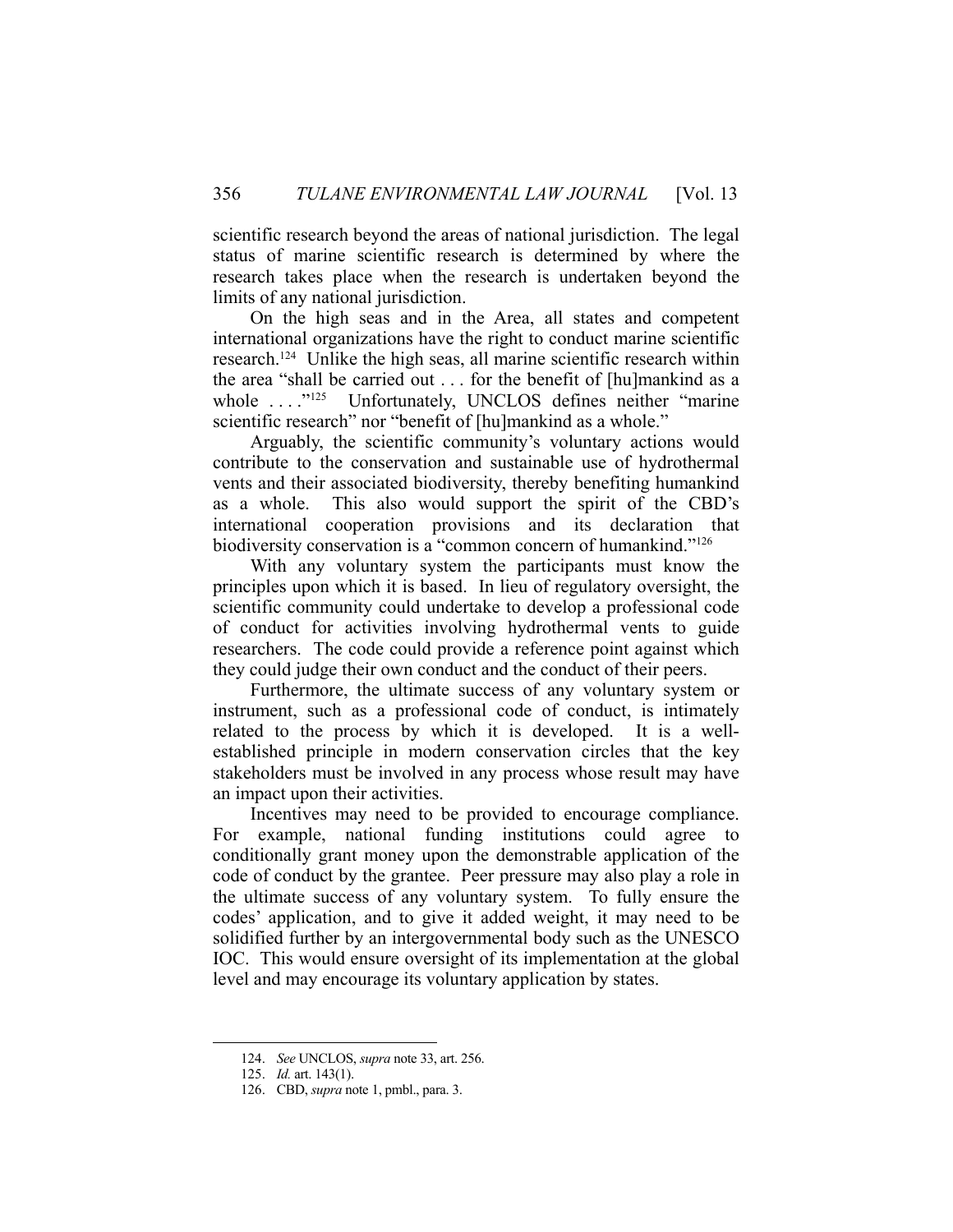scientific research beyond the areas of national jurisdiction. The legal status of marine scientific research is determined by where the research takes place when the research is undertaken beyond the limits of any national jurisdiction.

On the high seas and in the Area, all states and competent international organizations have the right to conduct marine scientific research.[124] Unlike the high seas, all marine scientific research within the area "shall be carried out . . . for the benefit of [hu]mankind as a whole . . . ."[125] Unfortunately, UNCLOS defines neither "marine scientific research" nor "benefit of [hu]mankind as a whole."

Arguably, the scientific community's voluntary actions would contribute to the conservation and sustainable use of hydrothermal vents and their associated biodiversity, thereby benefiting humankind as a whole. This also would support the spirit of the CBD's international cooperation provisions and its declaration that biodiversity conservation is a "common concern of humankind."[126]

With any voluntary system the participants must know the principles upon which it is based. In lieu of regulatory oversight, the scientific community could undertake to develop a professional code of conduct for activities involving hydrothermal vents to guide researchers. The code could provide a reference point against which they could judge their own conduct and the conduct of their peers.

Furthermore, the ultimate success of any voluntary system or instrument, such as a professional code of conduct, is intimately related to the process by which it is developed. It is a well-established principle in modern conservation circles that the key stakeholders must be involved in any process whose result may have an impact upon their activities.

Incentives may need to be provided to encourage compliance. For example, national funding institutions could agree to conditionally grant money upon the demonstrable application of the code of conduct by the grantee. Peer pressure may also play a role in the ultimate success of any voluntary system. To fully ensure the codes' application, and to give it added weight, it may need to be solidified further by an intergovernmental body such as the UNESCO IOC. This would ensure oversight of its implementation at the global level and may encourage its voluntary application by states.

---

124. *See* UNCLOS, *supra* note 33, art. 256.

125. *Id.* art. 143(1).

126. CBD, *supra* note 1, pmbl., para. 3.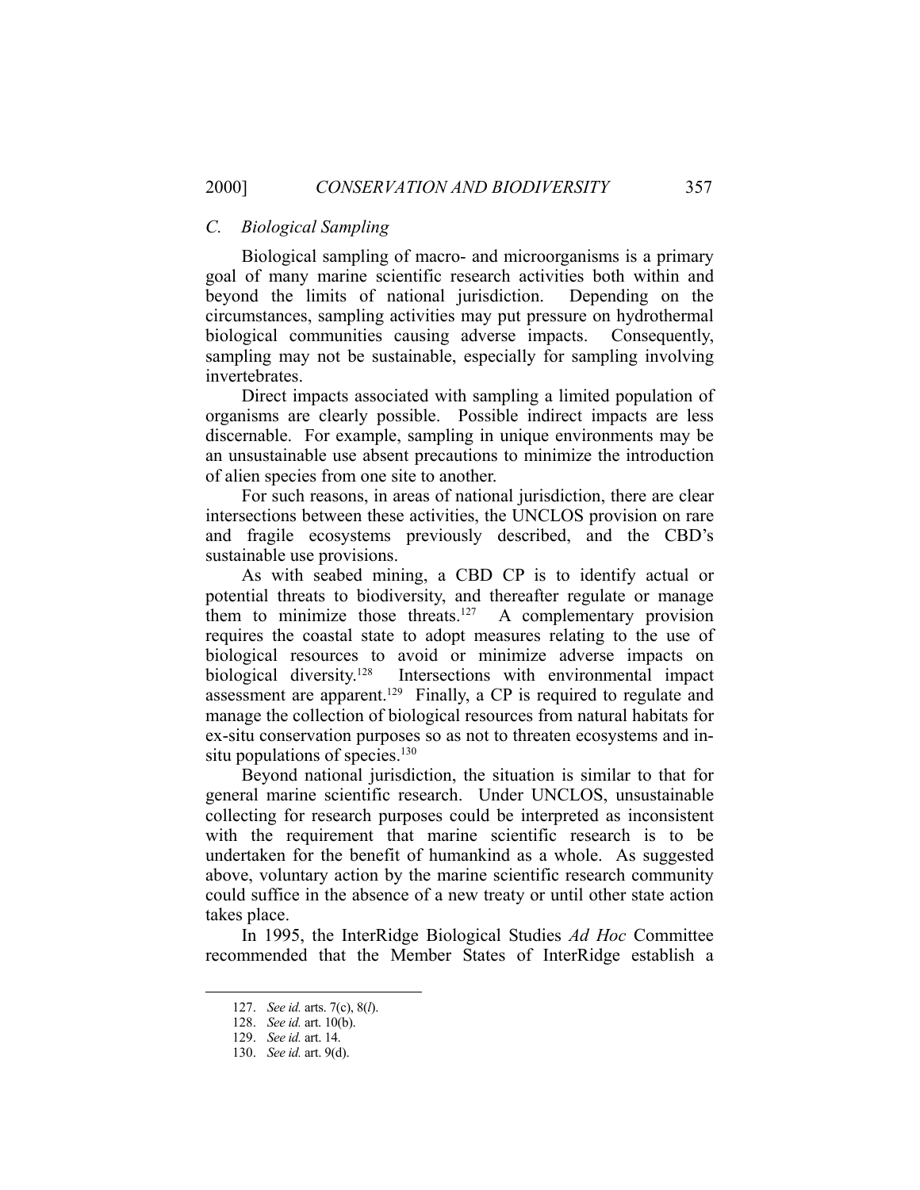### C. *Biological Sampling*

Biological sampling of macro- and microorganisms is a primary goal of many marine scientific research activities both within and beyond the limits of national jurisdiction. Depending on the circumstances, sampling activities may put pressure on hydrothermal biological communities causing adverse impacts. Consequently, sampling may not be sustainable, especially for sampling involving invertebrates.

Direct impacts associated with sampling a limited population of organisms are clearly possible. Possible indirect impacts are less discernable. For example, sampling in unique environments may be an unsustainable use absent precautions to minimize the introduction of alien species from one site to another.

For such reasons, in areas of national jurisdiction, there are clear intersections between these activities, the UNCLOS provision on rare and fragile ecosystems previously described, and the CBD's sustainable use provisions.

As with seabed mining, a CBD CP is to identify actual or potential threats to biodiversity, and thereafter regulate or manage them to minimize those threats.[127] A complementary provision requires the coastal state to adopt measures relating to the use of biological resources to avoid or minimize adverse impacts on biological diversity.[128] Intersections with environmental impact assessment are apparent.[129] Finally, a CP is required to regulate and manage the collection of biological resources from natural habitats for ex-situ conservation purposes so as not to threaten ecosystems and in-situ populations of species.[130]

Beyond national jurisdiction, the situation is similar to that for general marine scientific research. Under UNCLOS, unsustainable collecting for research purposes could be interpreted as inconsistent with the requirement that marine scientific research is to be undertaken for the benefit of humankind as a whole. As suggested above, voluntary action by the marine scientific research community could suffice in the absence of a new treaty or until other state action takes place.

In 1995, the InterRidge Biological Studies *Ad Hoc* Committee recommended that the Member States of InterRidge establish a

---

127. *See id.* arts. 7(c), 8(*l*).
128. *See id.* art. 10(b).
129. *See id.* art. 14.
130. *See id.* art. 9(d).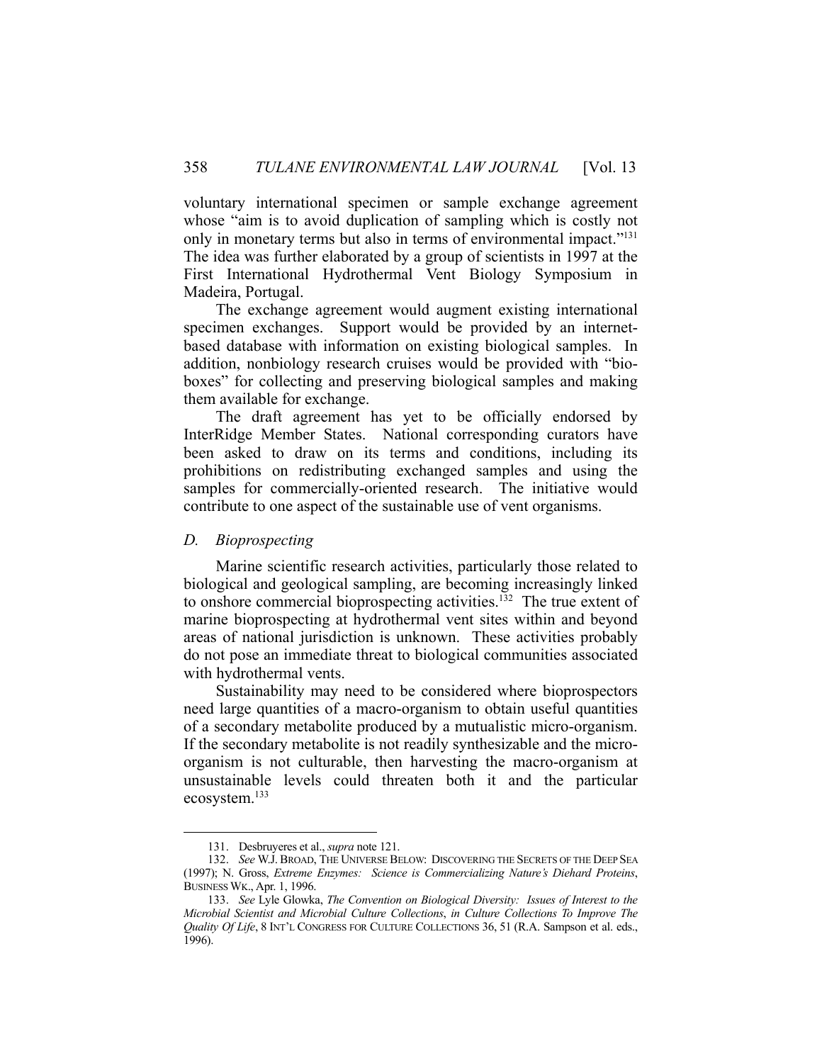voluntary international specimen or sample exchange agreement whose "aim is to avoid duplication of sampling which is costly not only in monetary terms but also in terms of environmental impact."[131] The idea was further elaborated by a group of scientists in 1997 at the First International Hydrothermal Vent Biology Symposium in Madeira, Portugal.

The exchange agreement would augment existing international specimen exchanges. Support would be provided by an internet-based database with information on existing biological samples. In addition, nonbiology research cruises would be provided with "bio-boxes" for collecting and preserving biological samples and making them available for exchange.

The draft agreement has yet to be officially endorsed by InterRidge Member States. National corresponding curators have been asked to draw on its terms and conditions, including its prohibitions on redistributing exchanged samples and using the samples for commercially-oriented research. The initiative would contribute to one aspect of the sustainable use of vent organisms.

### *D. Bioprospecting*

Marine scientific research activities, particularly those related to biological and geological sampling, are becoming increasingly linked to onshore commercial bioprospecting activities.[132] The true extent of marine bioprospecting at hydrothermal vent sites within and beyond areas of national jurisdiction is unknown. These activities probably do not pose an immediate threat to biological communities associated with hydrothermal vents.

Sustainability may need to be considered where bioprospectors need large quantities of a macro-organism to obtain useful quantities of a secondary metabolite produced by a mutualistic micro-organism. If the secondary metabolite is not readily synthesizable and the micro-organism is not culturable, then harvesting the macro-organism at unsustainable levels could threaten both it and the particular ecosystem.[133]

---

131. Desbruyeres et al., *supra* note 121.

132. *See* W.J. BROAD, THE UNIVERSE BELOW: DISCOVERING THE SECRETS OF THE DEEP SEA (1997); N. Gross, *Extreme Enzymes: Science is Commercializing Nature's Diehard Proteins*, BUSINESS WK., Apr. 1, 1996.

133. *See* Lyle Glowka, *The Convention on Biological Diversity: Issues of Interest to the Microbial Scientist and Microbial Culture Collections*, *in Culture Collections To Improve The Quality Of Life*, 8 INT'L CONGRESS FOR CULTURE COLLECTIONS 36, 51 (R.A. Sampson et al. eds., 1996).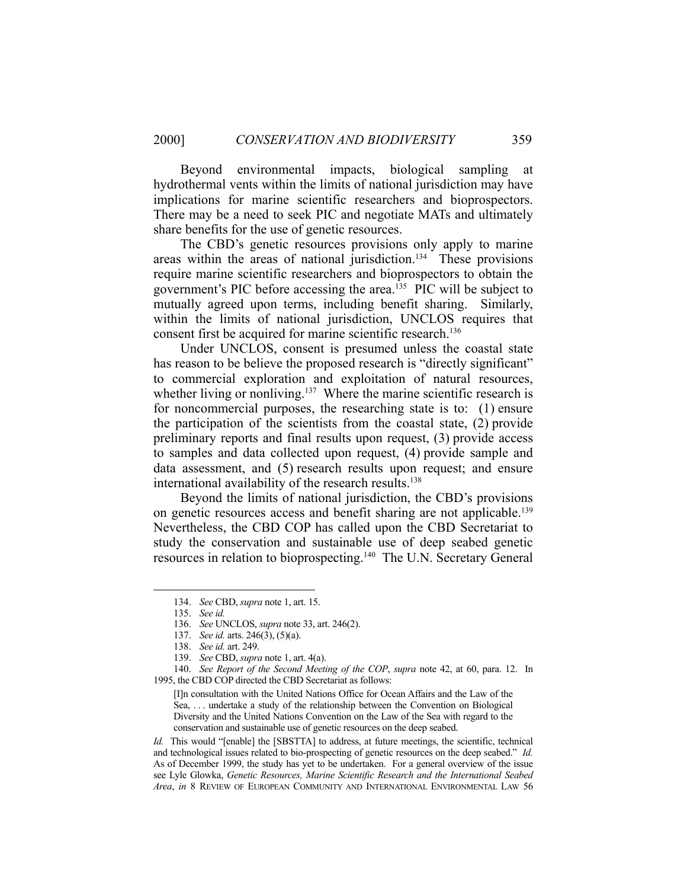Beyond environmental impacts, biological sampling at hydrothermal vents within the limits of national jurisdiction may have implications for marine scientific researchers and bioprospectors. There may be a need to seek PIC and negotiate MATs and ultimately share benefits for the use of genetic resources.

The CBD's genetic resources provisions only apply to marine areas within the areas of national jurisdiction.[134] These provisions require marine scientific researchers and bioprospectors to obtain the government's PIC before accessing the area.[135] PIC will be subject to mutually agreed upon terms, including benefit sharing. Similarly, within the limits of national jurisdiction, UNCLOS requires that consent first be acquired for marine scientific research.[136]

Under UNCLOS, consent is presumed unless the coastal state has reason to be believe the proposed research is "directly significant" to commercial exploration and exploitation of natural resources, whether living or nonliving.[137] Where the marine scientific research is for noncommercial purposes, the researching state is to: (1) ensure the participation of the scientists from the coastal state, (2) provide preliminary reports and final results upon request, (3) provide access to samples and data collected upon request, (4) provide sample and data assessment, and (5) research results upon request; and ensure international availability of the research results.[138]

Beyond the limits of national jurisdiction, the CBD's provisions on genetic resources access and benefit sharing are not applicable.[139] Nevertheless, the CBD COP has called upon the CBD Secretariat to study the conservation and sustainable use of deep seabed genetic resources in relation to bioprospecting.[140] The U.N. Secretary General

---

134. *See* CBD, *supra* note 1, art. 15.

135. *See id.*

136. *See* UNCLOS, *supra* note 33, art. 246(2).

137. *See id.* arts. 246(3), (5)(a).

138. *See id.* art. 249.

139. *See* CBD, *supra* note 1, art. 4(a).

140. *See Report of the Second Meeting of the COP*, *supra* note 42, at 60, para. 12. In 1995, the CBD COP directed the CBD Secretariat as follows:

> [I]n consultation with the United Nations Office for Ocean Affairs and the Law of the Sea, . . . undertake a study of the relationship between the Convention on Biological Diversity and the United Nations Convention on the Law of the Sea with regard to the conservation and sustainable use of genetic resources on the deep seabed.

*Id.* This would "[enable] the [SBSTTA] to address, at future meetings, the scientific, technical and technological issues related to bio-prospecting of genetic resources on the deep seabed." *Id.* As of December 1999, the study has yet to be undertaken. For a general overview of the issue see Lyle Glowka, *Genetic Resources, Marine Scientific Research and the International Seabed Area*, *in* 8 REVIEW OF EUROPEAN COMMUNITY AND INTERNATIONAL ENVIRONMENTAL LAW 56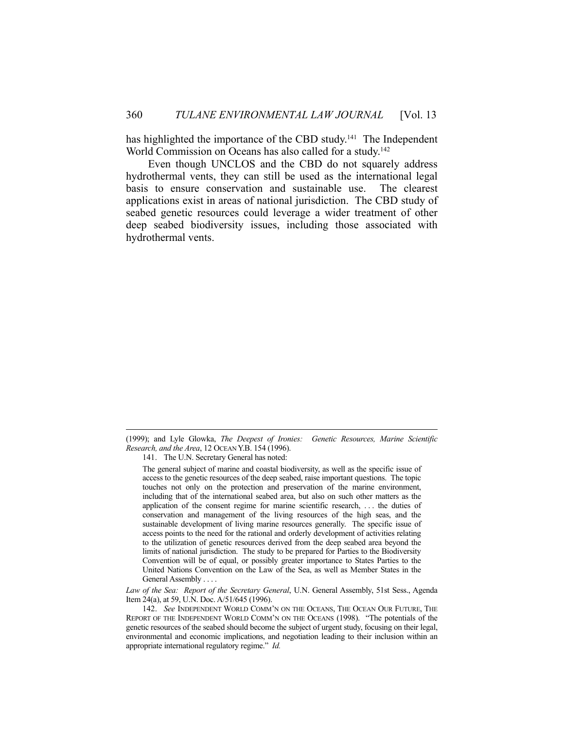has highlighted the importance of the CBD study.[141] The Independent World Commission on Oceans has also called for a study.[142]

Even though UNCLOS and the CBD do not squarely address hydrothermal vents, they can still be used as the international legal basis to ensure conservation and sustainable use. The clearest applications exist in areas of national jurisdiction. The CBD study of seabed genetic resources could leverage a wider treatment of other deep seabed biodiversity issues, including those associated with hydrothermal vents.

---

(1999); and Lyle Glowka, *The Deepest of Ironies: Genetic Resources, Marine Scientific Research, and the Area*, 12 OCEAN Y.B. 154 (1996).

141. The U.N. Secretary General has noted:

> The general subject of marine and coastal biodiversity, as well as the specific issue of access to the genetic resources of the deep seabed, raise important questions. The topic touches not only on the protection and preservation of the marine environment, including that of the international seabed area, but also on such other matters as the application of the consent regime for marine scientific research, . . . the duties of conservation and management of the living resources of the high seas, and the sustainable development of living marine resources generally. The specific issue of access points to the need for the rational and orderly development of activities relating to the utilization of genetic resources derived from the deep seabed area beyond the limits of national jurisdiction. The study to be prepared for Parties to the Biodiversity Convention will be of equal, or possibly greater importance to States Parties to the United Nations Convention on the Law of the Sea, as well as Member States in the General Assembly . . . .

*Law of the Sea: Report of the Secretary General*, U.N. General Assembly, 51st Sess., Agenda Item 24(a), at 59, U.N. Doc. A/51/645 (1996).

142. *See* INDEPENDENT WORLD COMM'N ON THE OCEANS, THE OCEAN OUR FUTURE, THE REPORT OF THE INDEPENDENT WORLD COMM'N ON THE OCEANS (1998). "The potentials of the genetic resources of the seabed should become the subject of urgent study, focusing on their legal, environmental and economic implications, and negotiation leading to their inclusion within an appropriate international regulatory regime." *Id.*